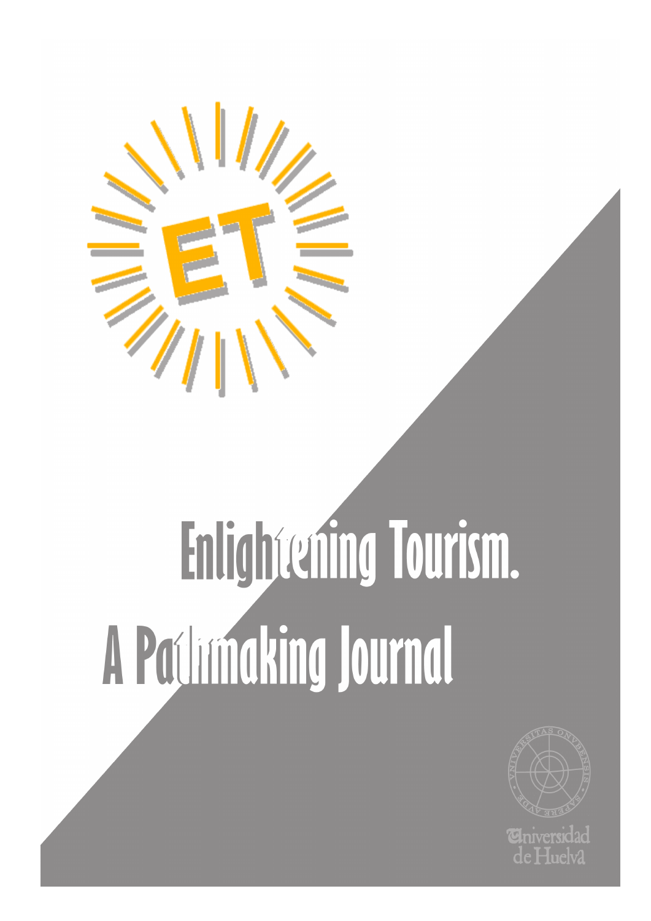# Enlightening Tourism. A Pathmaking Journal

Universidad de Huelva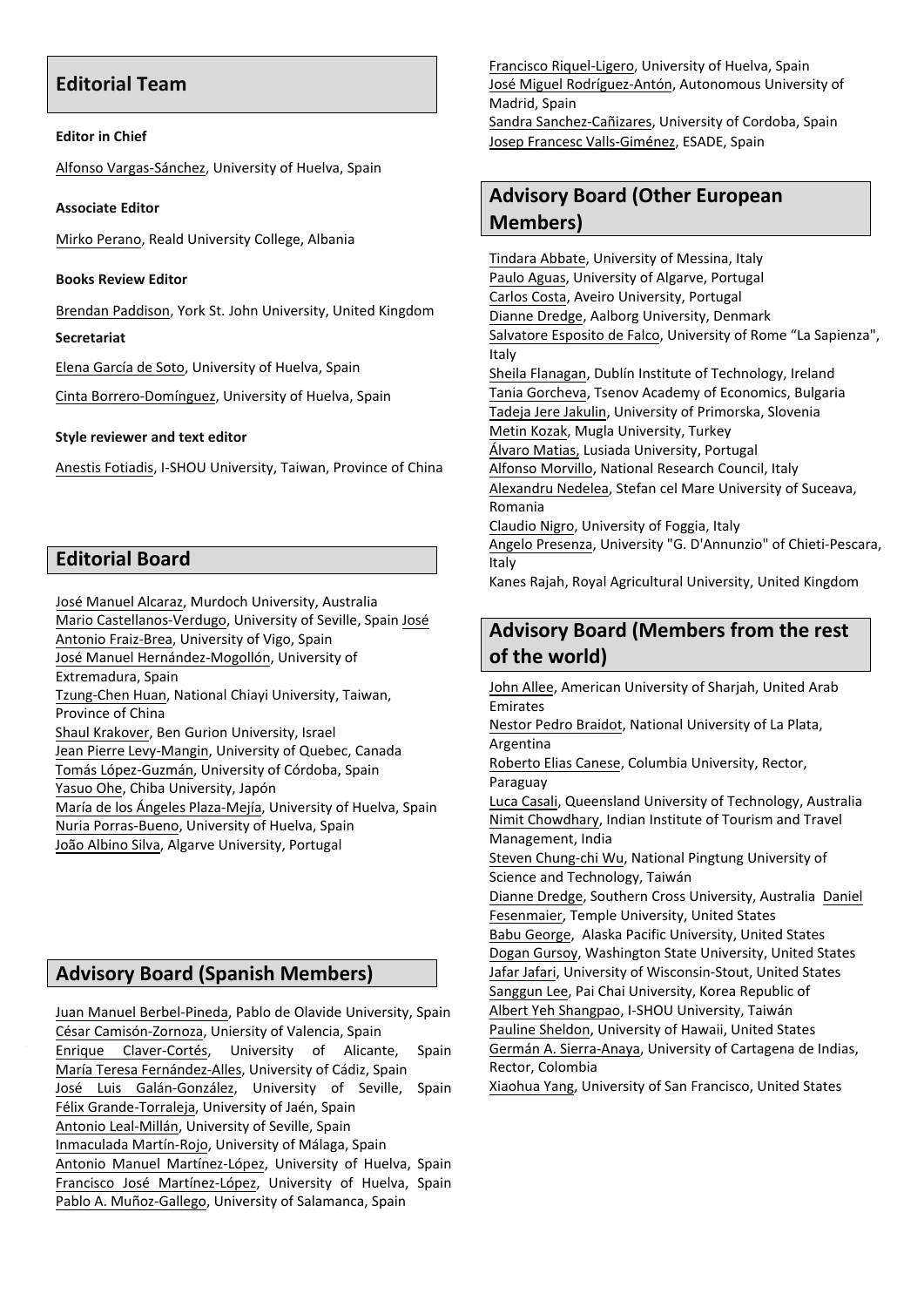## Editorial Team

**Editor in Chief**

Alfonso Vargas-Sánchez, University of Huelva, Spain

**Associate Editor**

Mirko Perano, Reald University College, Albania

**Books Review Editor**

Brendan Paddison, York St. John University, United Kingdom

**Secretariat**

Elena García de Soto, University of Huelva, Spain

Cinta Borrero-Domínguez, University of Huelva, Spain

**Style reviewer and text editor**

Anestis Fotiadis, I-SHOU University, Taiwan, Province of China

## Editorial Board

José Manuel Alcaraz, Murdoch University, Australia
Mario Castellanos-Verdugo, University of Seville, Spain José Antonio Fraiz-Brea, University of Vigo, Spain
José Manuel Hernández-Mogollón, University of Extremadura, Spain
Tzung-Chen Huan, National Chiayi University, Taiwan, Province of China
Shaul Krakover, Ben Gurion University, Israel
Jean Pierre Levy-Mangin, University of Quebec, Canada
Tomás López-Guzmán, University of Córdoba, Spain
Yasuo Ohe, Chiba University, Japón
María de los Ángeles Plaza-Mejía, University of Huelva, Spain
Nuria Porras-Bueno, University of Huelva, Spain
João Albino Silva, Algarve University, Portugal

## Advisory Board (Spanish Members)

Juan Manuel Berbel-Pineda, Pablo de Olavide University, Spain
César Camisón-Zornoza, Uniersity of Valencia, Spain
Enrique Claver-Cortés, University of Alicante, Spain
María Teresa Fernández-Alles, University of Cádiz, Spain
José Luis Galán-González, University of Seville, Spain
Félix Grande-Torraleja, University of Jaén, Spain
Antonio Leal-Millán, University of Seville, Spain
Inmaculada Martín-Rojo, University of Málaga, Spain
Antonio Manuel Martínez-López, University of Huelva, Spain
Francisco José Martínez-López, University of Huelva, Spain
Pablo A. Muñoz-Gallego, University of Salamanca, Spain
Francisco Riquel-Ligero, University of Huelva, Spain
José Miguel Rodríguez-Antón, Autonomous University of Madrid, Spain
Sandra Sanchez-Cañizares, University of Cordoba, Spain
Josep Francesc Valls-Giménez, ESADE, Spain

## Advisory Board (Other European Members)

Tindara Abbate, University of Messina, Italy
Paulo Aguas, University of Algarve, Portugal
Carlos Costa, Aveiro University, Portugal
Dianne Dredge, Aalborg University, Denmark
Salvatore Esposito de Falco, University of Rome "La Sapienza", Italy
Sheila Flanagan, Dublín Institute of Technology, Ireland
Tania Gorcheva, Tsenov Academy of Economics, Bulgaria
Tadeja Jere Jakulin, University of Primorska, Slovenia
Metin Kozak, Mugla University, Turkey
Álvaro Matias, Lusiada University, Portugal
Alfonso Morvillo, National Research Council, Italy
Alexandru Nedelea, Stefan cel Mare University of Suceava, Romania
Claudio Nigro, University of Foggia, Italy
Angelo Presenza, University "G. D'Annunzio" of Chieti-Pescara, Italy
Kanes Rajah, Royal Agricultural University, United Kingdom

## Advisory Board (Members from the rest of the world)

John Allee, American University of Sharjah, United Arab Emirates
Nestor Pedro Braidot, National University of La Plata, Argentina
Roberto Elias Canese, Columbia University, Rector, Paraguay
Luca Casali, Queensland University of Technology, Australia
Nimit Chowdhary, Indian Institute of Tourism and Travel Management, India
Steven Chung-chi Wu, National Pingtung University of Science and Technology, Taiwán
Dianne Dredge, Southern Cross University, Australia Daniel Fesenmaier, Temple University, United States
Babu George, Alaska Pacific University, United States
Dogan Gursoy, Washington State University, United States
Jafar Jafari, University of Wisconsin-Stout, United States
Sanggun Lee, Pai Chai University, Korea Republic of
Albert Yeh Shangpao, I-SHOU University, Taiwán
Pauline Sheldon, University of Hawaii, United States
Germán A. Sierra-Anaya, University of Cartagena de Indias, Rector, Colombia
Xiaohua Yang, University of San Francisco, United States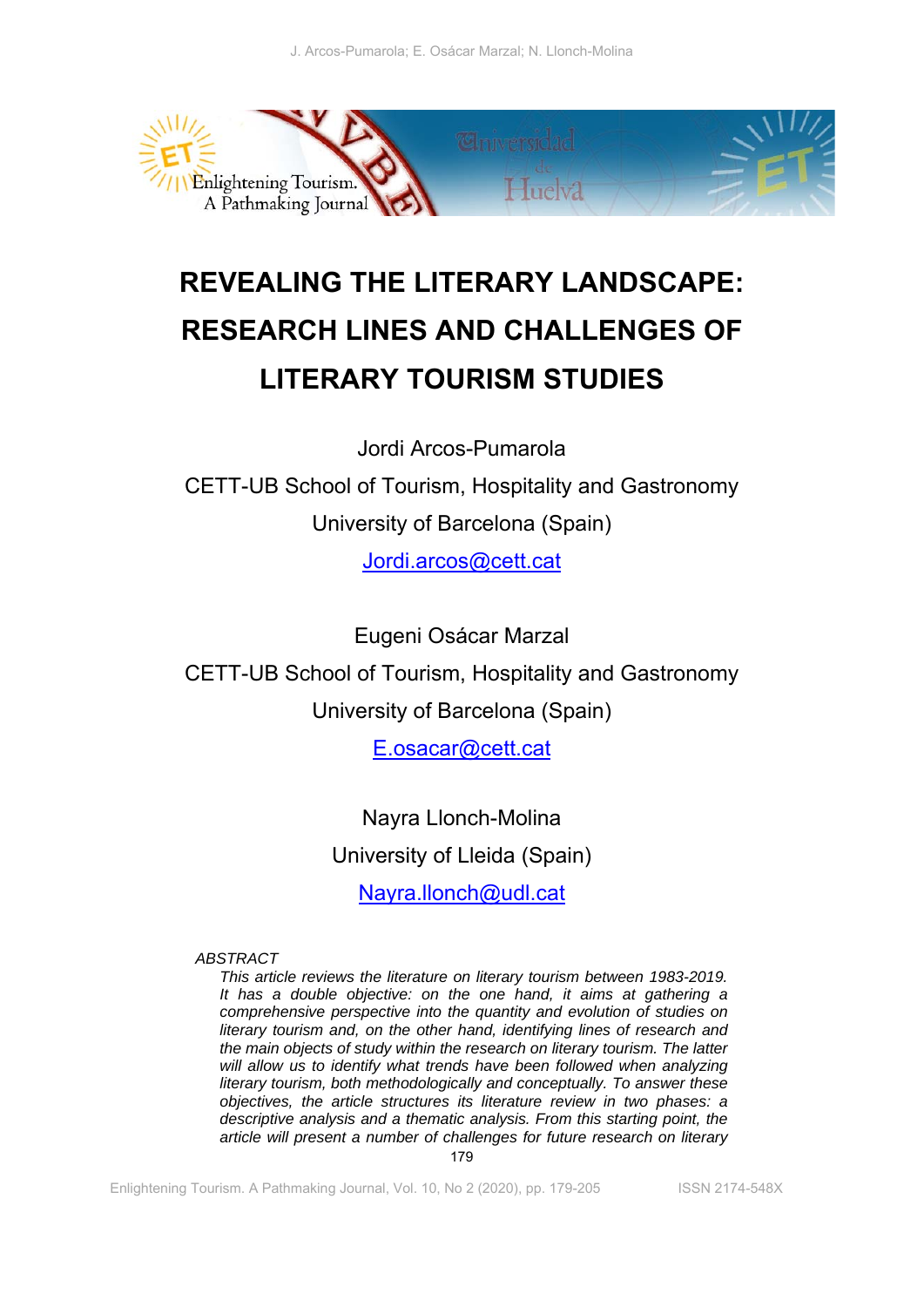# REVEALING THE LITERARY LANDSCAPE: RESEARCH LINES AND CHALLENGES OF LITERARY TOURISM STUDIES

Jordi Arcos-Pumarola

CETT-UB School of Tourism, Hospitality and Gastronomy

University of Barcelona (Spain)

Jordi.arcos@cett.cat

Eugeni Osácar Marzal

CETT-UB School of Tourism, Hospitality and Gastronomy

University of Barcelona (Spain)

E.osacar@cett.cat

Nayra Llonch-Molina

University of Lleida (Spain)

Nayra.llonch@udl.cat

*ABSTRACT*

*This article reviews the literature on literary tourism between 1983-2019. It has a double objective: on the one hand, it aims at gathering a comprehensive perspective into the quantity and evolution of studies on literary tourism and, on the other hand, identifying lines of research and the main objects of study within the research on literary tourism. The latter will allow us to identify what trends have been followed when analyzing literary tourism, both methodologically and conceptually. To answer these objectives, the article structures its literature review in two phases: a descriptive analysis and a thematic analysis. From this starting point, the article will present a number of challenges for future research on literary*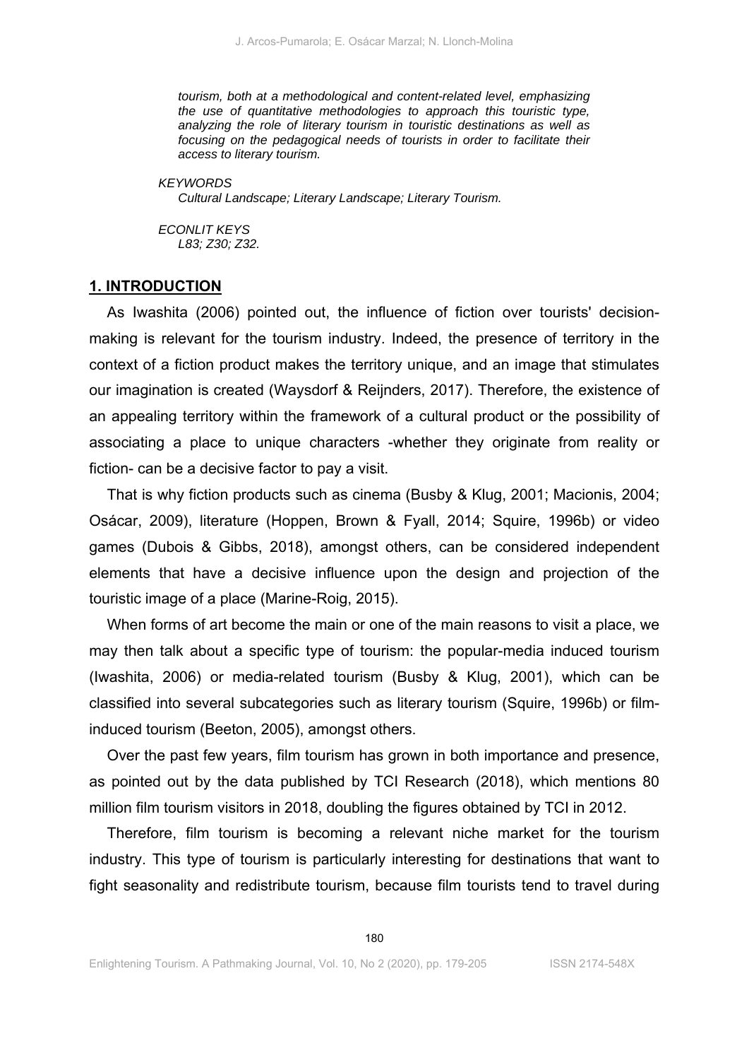*tourism, both at a methodological and content-related level, emphasizing the use of quantitative methodologies to approach this touristic type, analyzing the role of literary tourism in touristic destinations as well as focusing on the pedagogical needs of tourists in order to facilitate their access to literary tourism.*

*KEYWORDS*
*Cultural Landscape; Literary Landscape; Literary Tourism.*

*ECONLIT KEYS*
*L83; Z30; Z32.*

## 1. INTRODUCTION

As Iwashita (2006) pointed out, the influence of fiction over tourists' decision-making is relevant for the tourism industry. Indeed, the presence of territory in the context of a fiction product makes the territory unique, and an image that stimulates our imagination is created (Waysdorf & Reijnders, 2017). Therefore, the existence of an appealing territory within the framework of a cultural product or the possibility of associating a place to unique characters -whether they originate from reality or fiction- can be a decisive factor to pay a visit.

That is why fiction products such as cinema (Busby & Klug, 2001; Macionis, 2004; Osácar, 2009), literature (Hoppen, Brown & Fyall, 2014; Squire, 1996b) or video games (Dubois & Gibbs, 2018), amongst others, can be considered independent elements that have a decisive influence upon the design and projection of the touristic image of a place (Marine-Roig, 2015).

When forms of art become the main or one of the main reasons to visit a place, we may then talk about a specific type of tourism: the popular-media induced tourism (Iwashita, 2006) or media-related tourism (Busby & Klug, 2001), which can be classified into several subcategories such as literary tourism (Squire, 1996b) or film-induced tourism (Beeton, 2005), amongst others.

Over the past few years, film tourism has grown in both importance and presence, as pointed out by the data published by TCI Research (2018), which mentions 80 million film tourism visitors in 2018, doubling the figures obtained by TCI in 2012.

Therefore, film tourism is becoming a relevant niche market for the tourism industry. This type of tourism is particularly interesting for destinations that want to fight seasonality and redistribute tourism, because film tourists tend to travel during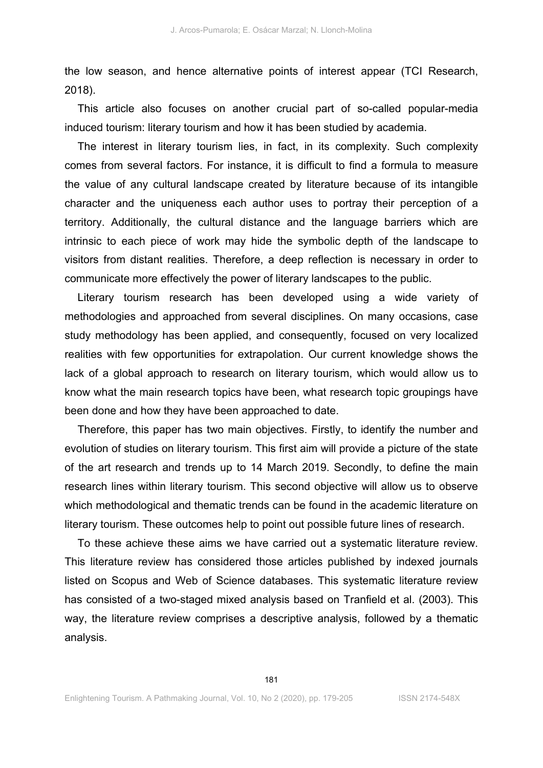the low season, and hence alternative points of interest appear (TCI Research, 2018).

This article also focuses on another crucial part of so-called popular-media induced tourism: literary tourism and how it has been studied by academia.

The interest in literary tourism lies, in fact, in its complexity. Such complexity comes from several factors. For instance, it is difficult to find a formula to measure the value of any cultural landscape created by literature because of its intangible character and the uniqueness each author uses to portray their perception of a territory. Additionally, the cultural distance and the language barriers which are intrinsic to each piece of work may hide the symbolic depth of the landscape to visitors from distant realities. Therefore, a deep reflection is necessary in order to communicate more effectively the power of literary landscapes to the public.

Literary tourism research has been developed using a wide variety of methodologies and approached from several disciplines. On many occasions, case study methodology has been applied, and consequently, focused on very localized realities with few opportunities for extrapolation. Our current knowledge shows the lack of a global approach to research on literary tourism, which would allow us to know what the main research topics have been, what research topic groupings have been done and how they have been approached to date.

Therefore, this paper has two main objectives. Firstly, to identify the number and evolution of studies on literary tourism. This first aim will provide a picture of the state of the art research and trends up to 14 March 2019. Secondly, to define the main research lines within literary tourism. This second objective will allow us to observe which methodological and thematic trends can be found in the academic literature on literary tourism. These outcomes help to point out possible future lines of research.

To these achieve these aims we have carried out a systematic literature review. This literature review has considered those articles published by indexed journals listed on Scopus and Web of Science databases. This systematic literature review has consisted of a two-staged mixed analysis based on Tranfield et al. (2003). This way, the literature review comprises a descriptive analysis, followed by a thematic analysis.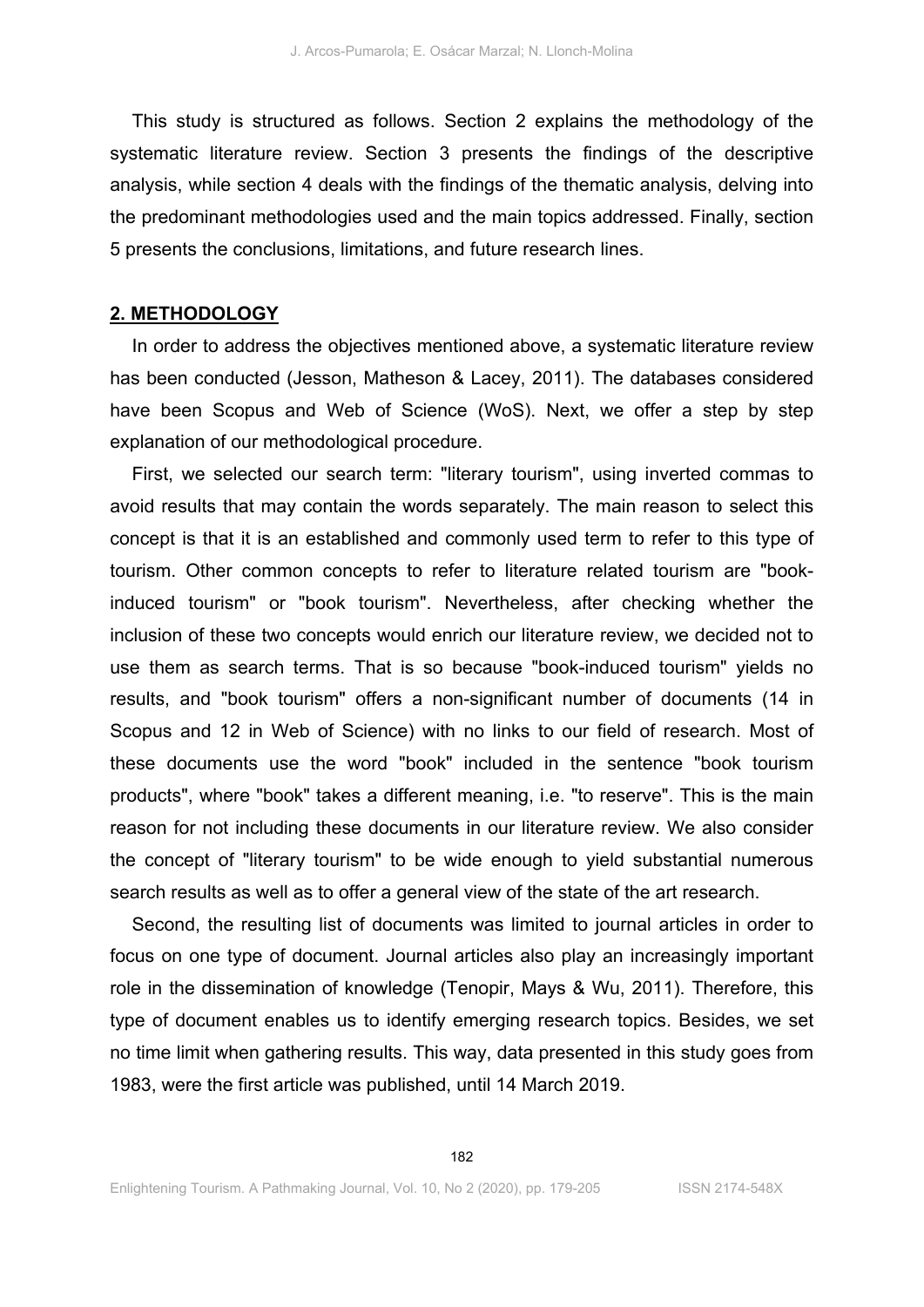This study is structured as follows. Section 2 explains the methodology of the systematic literature review. Section 3 presents the findings of the descriptive analysis, while section 4 deals with the findings of the thematic analysis, delving into the predominant methodologies used and the main topics addressed. Finally, section 5 presents the conclusions, limitations, and future research lines.

## 2. METHODOLOGY

In order to address the objectives mentioned above, a systematic literature review has been conducted (Jesson, Matheson & Lacey, 2011). The databases considered have been Scopus and Web of Science (WoS). Next, we offer a step by step explanation of our methodological procedure.

First, we selected our search term: "literary tourism", using inverted commas to avoid results that may contain the words separately. The main reason to select this concept is that it is an established and commonly used term to refer to this type of tourism. Other common concepts to refer to literature related tourism are "book-induced tourism" or "book tourism". Nevertheless, after checking whether the inclusion of these two concepts would enrich our literature review, we decided not to use them as search terms. That is so because "book-induced tourism" yields no results, and "book tourism" offers a non-significant number of documents (14 in Scopus and 12 in Web of Science) with no links to our field of research. Most of these documents use the word "book" included in the sentence "book tourism products", where "book" takes a different meaning, i.e. "to reserve". This is the main reason for not including these documents in our literature review. We also consider the concept of "literary tourism" to be wide enough to yield substantial numerous search results as well as to offer a general view of the state of the art research.

Second, the resulting list of documents was limited to journal articles in order to focus on one type of document. Journal articles also play an increasingly important role in the dissemination of knowledge (Tenopir, Mays & Wu, 2011). Therefore, this type of document enables us to identify emerging research topics. Besides, we set no time limit when gathering results. This way, data presented in this study goes from 1983, were the first article was published, until 14 March 2019.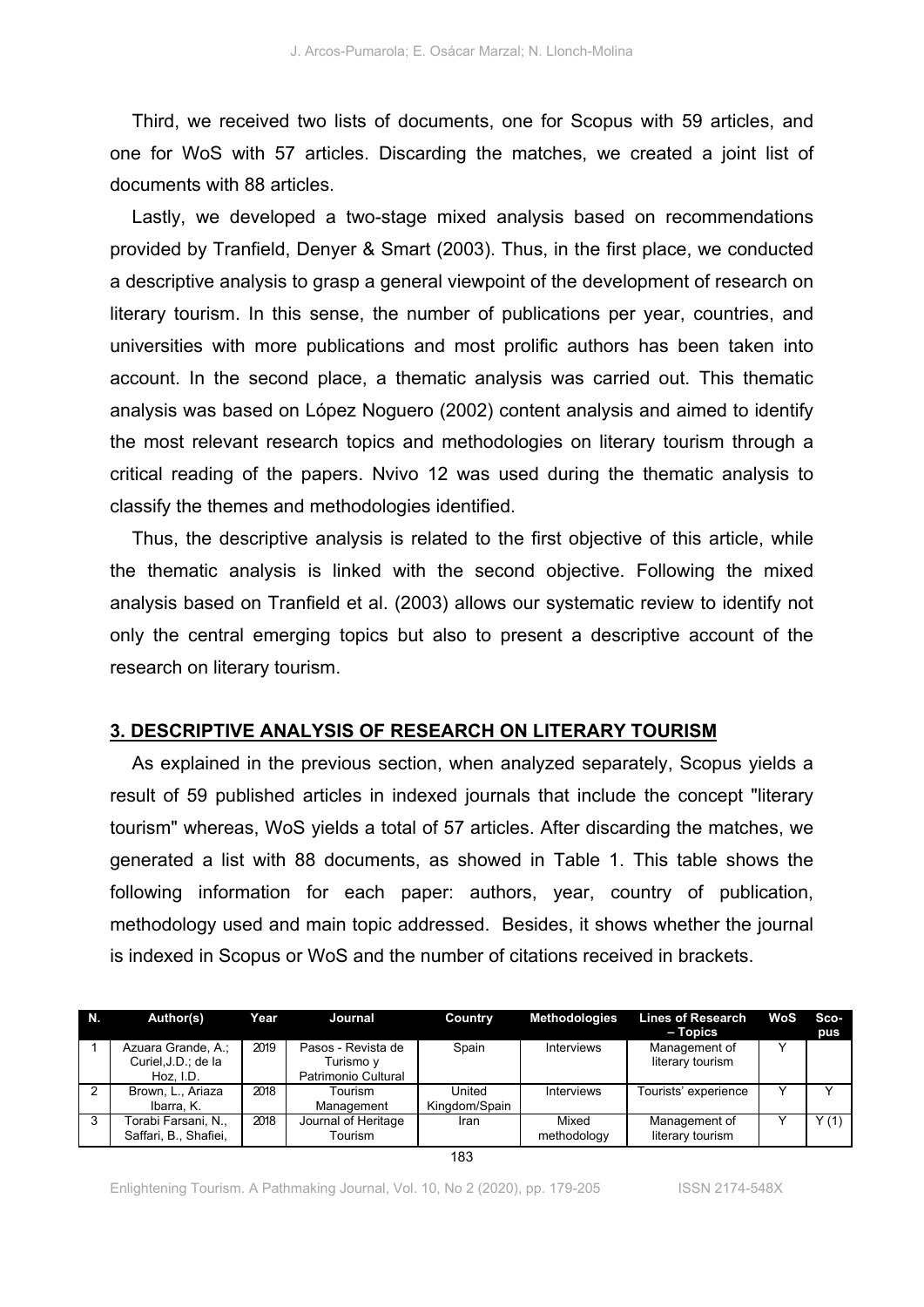Third, we received two lists of documents, one for Scopus with 59 articles, and one for WoS with 57 articles. Discarding the matches, we created a joint list of documents with 88 articles.

Lastly, we developed a two-stage mixed analysis based on recommendations provided by Tranfield, Denyer & Smart (2003). Thus, in the first place, we conducted a descriptive analysis to grasp a general viewpoint of the development of research on literary tourism. In this sense, the number of publications per year, countries, and universities with more publications and most prolific authors has been taken into account. In the second place, a thematic analysis was carried out. This thematic analysis was based on López Noguero (2002) content analysis and aimed to identify the most relevant research topics and methodologies on literary tourism through a critical reading of the papers. Nvivo 12 was used during the thematic analysis to classify the themes and methodologies identified.

Thus, the descriptive analysis is related to the first objective of this article, while the thematic analysis is linked with the second objective. Following the mixed analysis based on Tranfield et al. (2003) allows our systematic review to identify not only the central emerging topics but also to present a descriptive account of the research on literary tourism.

## 3. DESCRIPTIVE ANALYSIS OF RESEARCH ON LITERARY TOURISM

As explained in the previous section, when analyzed separately, Scopus yields a result of 59 published articles in indexed journals that include the concept "literary tourism" whereas, WoS yields a total of 57 articles. After discarding the matches, we generated a list with 88 documents, as showed in Table 1. This table shows the following information for each paper: authors, year, country of publication, methodology used and main topic addressed. Besides, it shows whether the journal is indexed in Scopus or WoS and the number of citations received in brackets.

| N. | Author(s) | Year | Journal | Country | Methodologies | Lines of Research – Topics | WoS | Scopus |
|---|---|---|---|---|---|---|---|---|
| 1 | Azuara Grande, A.; Curiel,J.D.; de la Hoz, I.D. | 2019 | Pasos - Revista de Turismo y Patrimonio Cultural | Spain | Interviews | Management of literary tourism | Y | |
| 2 | Brown, L., Ariaza Ibarra, K. | 2018 | Tourism Management | United Kingdom/Spain | Interviews | Tourists' experience | Y | Y |
| 3 | Torabi Farsani, N., Saffari, B., Shafiei, | 2018 | Journal of Heritage Tourism | Iran | Mixed methodology | Management of literary tourism | Y | Y (1) |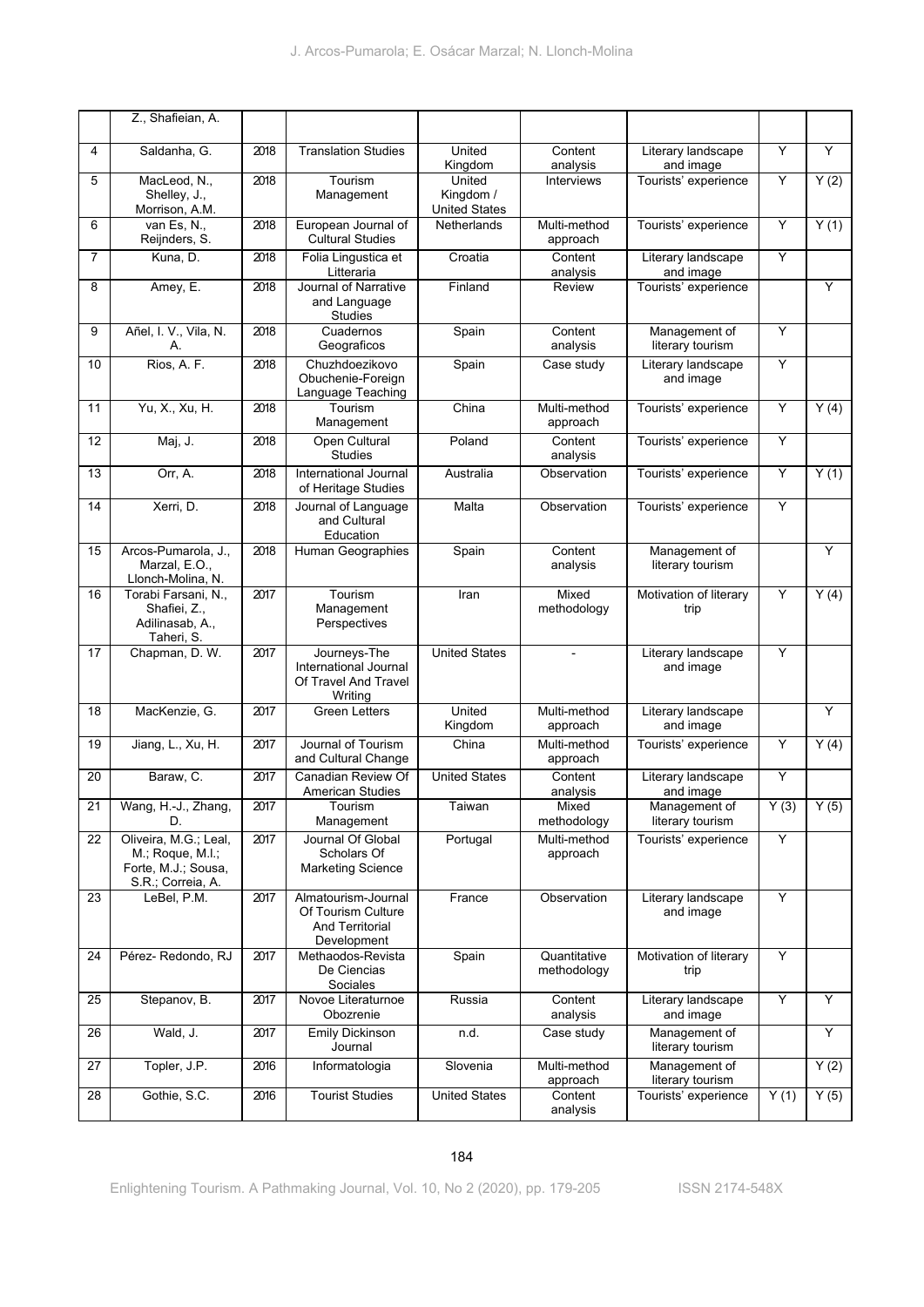|  | Z., Shafieian, A. |  |  |  |  |  |  |  |
|---|---|---|---|---|---|---|---|---|
| 4 | Saldanha, G. | 2018 | Translation Studies | United Kingdom | Content analysis | Literary landscape and image | Y | Y |
| 5 | MacLeod, N., Shelley, J., Morrison, A.M. | 2018 | Tourism Management | United Kingdom / United States | Interviews | Tourists' experience | Y | Y (2) |
| 6 | van Es, N., Reijnders, S. | 2018 | European Journal of Cultural Studies | Netherlands | Multi-method approach | Tourists' experience | Y | Y (1) |
| 7 | Kuna, D. | 2018 | Folia Lingustica et Litteraria | Croatia | Content analysis | Literary landscape and image | Y |  |
| 8 | Amey, E. | 2018 | Journal of Narrative and Language Studies | Finland | Review | Tourists' experience |  | Y |
| 9 | Añel, I. V., Vila, N. A. | 2018 | Cuadernos Geograficos | Spain | Content analysis | Management of literary tourism | Y |  |
| 10 | Rios, A. F. | 2018 | Chuzhdoezikovo Obuchenie-Foreign Language Teaching | Spain | Case study | Literary landscape and image | Y |  |
| 11 | Yu, X., Xu, H. | 2018 | Tourism Management | China | Multi-method approach | Tourists' experience | Y | Y (4) |
| 12 | Maj, J. | 2018 | Open Cultural Studies | Poland | Content analysis | Tourists' experience | Y |  |
| 13 | Orr, A. | 2018 | International Journal of Heritage Studies | Australia | Observation | Tourists' experience | Y | Y (1) |
| 14 | Xerri, D. | 2018 | Journal of Language and Cultural Education | Malta | Observation | Tourists' experience | Y |  |
| 15 | Arcos-Pumarola, J., Marzal, E.O., Llonch-Molina, N. | 2018 | Human Geographies | Spain | Content analysis | Management of literary tourism |  | Y |
| 16 | Torabi Farsani, N., Shafiei, Z., Adilinasab, A., Taheri, S. | 2017 | Tourism Management Perspectives | Iran | Mixed methodology | Motivation of literary trip | Y | Y (4) |
| 17 | Chapman, D. W. | 2017 | Journeys-The International Journal Of Travel And Travel Writing | United States | - | Literary landscape and image | Y |  |
| 18 | MacKenzie, G. | 2017 | Green Letters | United Kingdom | Multi-method approach | Literary landscape and image |  | Y |
| 19 | Jiang, L., Xu, H. | 2017 | Journal of Tourism and Cultural Change | China | Multi-method approach | Tourists' experience | Y | Y (4) |
| 20 | Baraw, C. | 2017 | Canadian Review Of American Studies | United States | Content analysis | Literary landscape and image | Y |  |
| 21 | Wang, H.-J., Zhang, D. | 2017 | Tourism Management | Taiwan | Mixed methodology | Management of literary tourism | Y (3) | Y (5) |
| 22 | Oliveira, M.G.; Leal, M.; Roque, M.I.; Forte, M.J.; Sousa, S.R.; Correia, A. | 2017 | Journal Of Global Scholars Of Marketing Science | Portugal | Multi-method approach | Tourists' experience | Y |  |
| 23 | LeBel, P.M. | 2017 | Almatourism-Journal Of Tourism Culture And Territorial Development | France | Observation | Literary landscape and image | Y |  |
| 24 | Pérez- Redondo, RJ | 2017 | Methaodos-Revista De Ciencias Sociales | Spain | Quantitative methodology | Motivation of literary trip | Y |  |
| 25 | Stepanov, B. | 2017 | Novoe Literaturnoe Obozrenie | Russia | Content analysis | Literary landscape and image | Y | Y |
| 26 | Wald, J. | 2017 | Emily Dickinson Journal | n.d. | Case study | Management of literary tourism |  | Y |
| 27 | Topler, J.P. | 2016 | Informatologia | Slovenia | Multi-method approach | Management of literary tourism |  | Y (2) |
| 28 | Gothie, S.C. | 2016 | Tourist Studies | United States | Content analysis | Tourists' experience | Y (1) | Y (5) |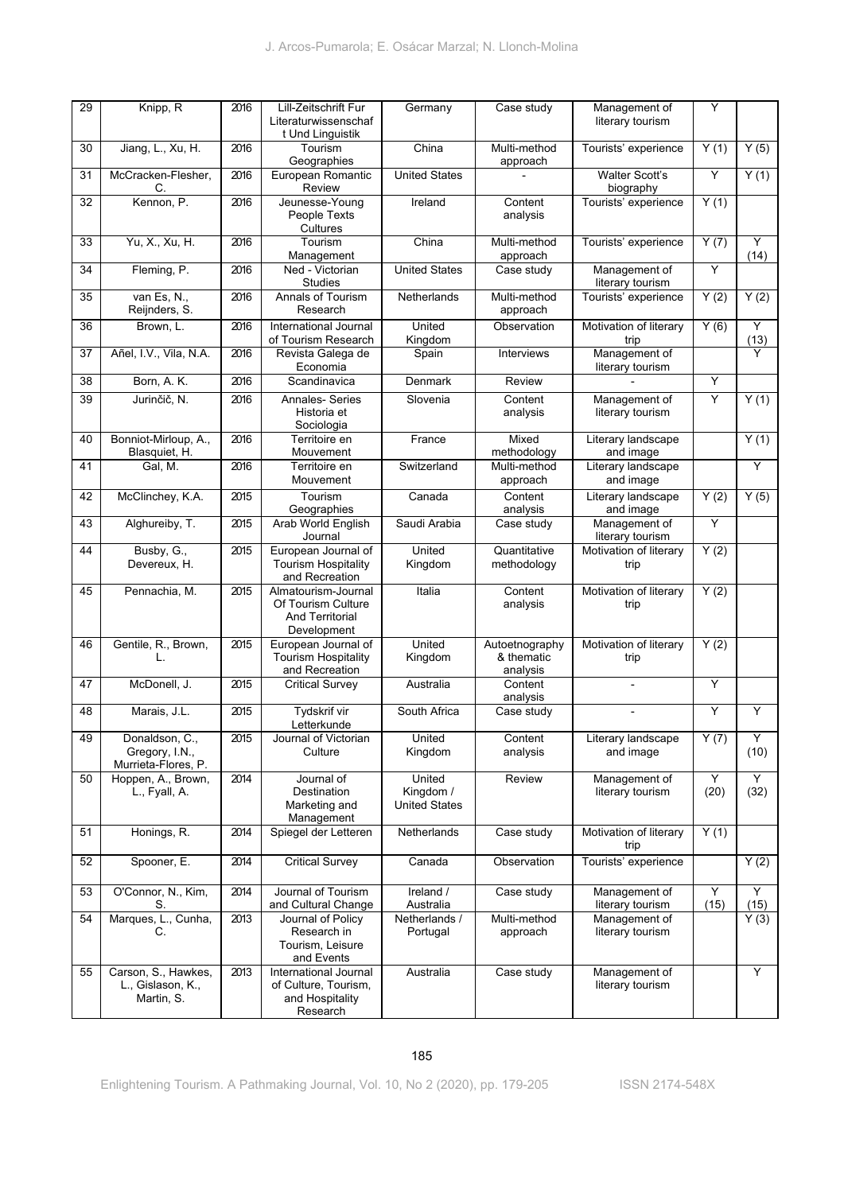| 29 | Knipp, R | 2016 | Lill-Zeitschrift Fur Literaturwissenschaft Und Linguistik | Germany | Case study | Management of literary tourism | Y | |
|---|---|---|---|---|---|---|---|---|
| 30 | Jiang, L., Xu, H. | 2016 | Tourism Geographies | China | Multi-method approach | Tourists' experience | Y (1) | Y (5) |
| 31 | McCracken-Flesher, C. | 2016 | European Romantic Review | United States | - | Walter Scott's biography | Y | Y (1) |
| 32 | Kennon, P. | 2016 | Jeunesse-Young People Texts Cultures | Ireland | Content analysis | Tourists' experience | Y (1) | |
| 33 | Yu, X., Xu, H. | 2016 | Tourism Management | China | Multi-method approach | Tourists' experience | Y (7) | Y (14) |
| 34 | Fleming, P. | 2016 | Ned - Victorian Studies | United States | Case study | Management of literary tourism | Y | |
| 35 | van Es, N., Reijnders, S. | 2016 | Annals of Tourism Research | Netherlands | Multi-method approach | Tourists' experience | Y (2) | Y (2) |
| 36 | Brown, L. | 2016 | International Journal of Tourism Research | United Kingdom | Observation | Motivation of literary trip | Y (6) | Y (13) |
| 37 | Añel, I.V., Vila, N.A. | 2016 | Revista Galega de Economia | Spain | Interviews | Management of literary tourism | | Y |
| 38 | Born, A. K. | 2016 | Scandinavica | Denmark | Review | - | Y | |
| 39 | Jurinčič, N. | 2016 | Annales- Series Historia et Sociologia | Slovenia | Content analysis | Management of literary tourism | Y | Y (1) |
| 40 | Bonniot-Mirloup, A., Blasquiet, H. | 2016 | Territoire en Mouvement | France | Mixed methodology | Literary landscape and image | | Y (1) |
| 41 | Gal, M. | 2016 | Territoire en Mouvement | Switzerland | Multi-method approach | Literary landscape and image | | Y |
| 42 | McClinchey, K.A. | 2015 | Tourism Geographies | Canada | Content analysis | Literary landscape and image | Y (2) | Y (5) |
| 43 | Alghureiby, T. | 2015 | Arab World English Journal | Saudi Arabia | Case study | Management of literary tourism | Y | |
| 44 | Busby, G., Devereux, H. | 2015 | European Journal of Tourism Hospitality and Recreation | United Kingdom | Quantitative methodology | Motivation of literary trip | Y (2) | |
| 45 | Pennachia, M. | 2015 | Almatourism-Journal Of Tourism Culture And Territorial Development | Italia | Content analysis | Motivation of literary trip | Y (2) | |
| 46 | Gentile, R., Brown, L. | 2015 | European Journal of Tourism Hospitality and Recreation | United Kingdom | Autoetnography & thematic analysis | Motivation of literary trip | Y (2) | |
| 47 | McDonell, J. | 2015 | Critical Survey | Australia | Content analysis | - | Y | |
| 48 | Marais, J.L. | 2015 | Tydskrif vir Letterkunde | South Africa | Case study | - | Y | Y |
| 49 | Donaldson, C., Gregory, I.N., Murrieta-Flores, P. | 2015 | Journal of Victorian Culture | United Kingdom | Content analysis | Literary landscape and image | Y (7) | Y (10) |
| 50 | Hoppen, A., Brown, L., Fyall, A. | 2014 | Journal of Destination Marketing and Management | United Kingdom / United States | Review | Management of literary tourism | Y (20) | Y (32) |
| 51 | Honings, R. | 2014 | Spiegel der Letteren | Netherlands | Case study | Motivation of literary trip | Y (1) | |
| 52 | Spooner, E. | 2014 | Critical Survey | Canada | Observation | Tourists' experience | | Y (2) |
| 53 | O'Connor, N., Kim, S. | 2014 | Journal of Tourism and Cultural Change | Ireland / Australia | Case study | Management of literary tourism | Y (15) | Y (15) |
| 54 | Marques, L., Cunha, C. | 2013 | Journal of Policy Research in Tourism, Leisure and Events | Netherlands / Portugal | Multi-method approach | Management of literary tourism | | Y (3) |
| 55 | Carson, S., Hawkes, L., Gislason, K., Martin, S. | 2013 | International Journal of Culture, Tourism, and Hospitality Research | Australia | Case study | Management of literary tourism | | Y |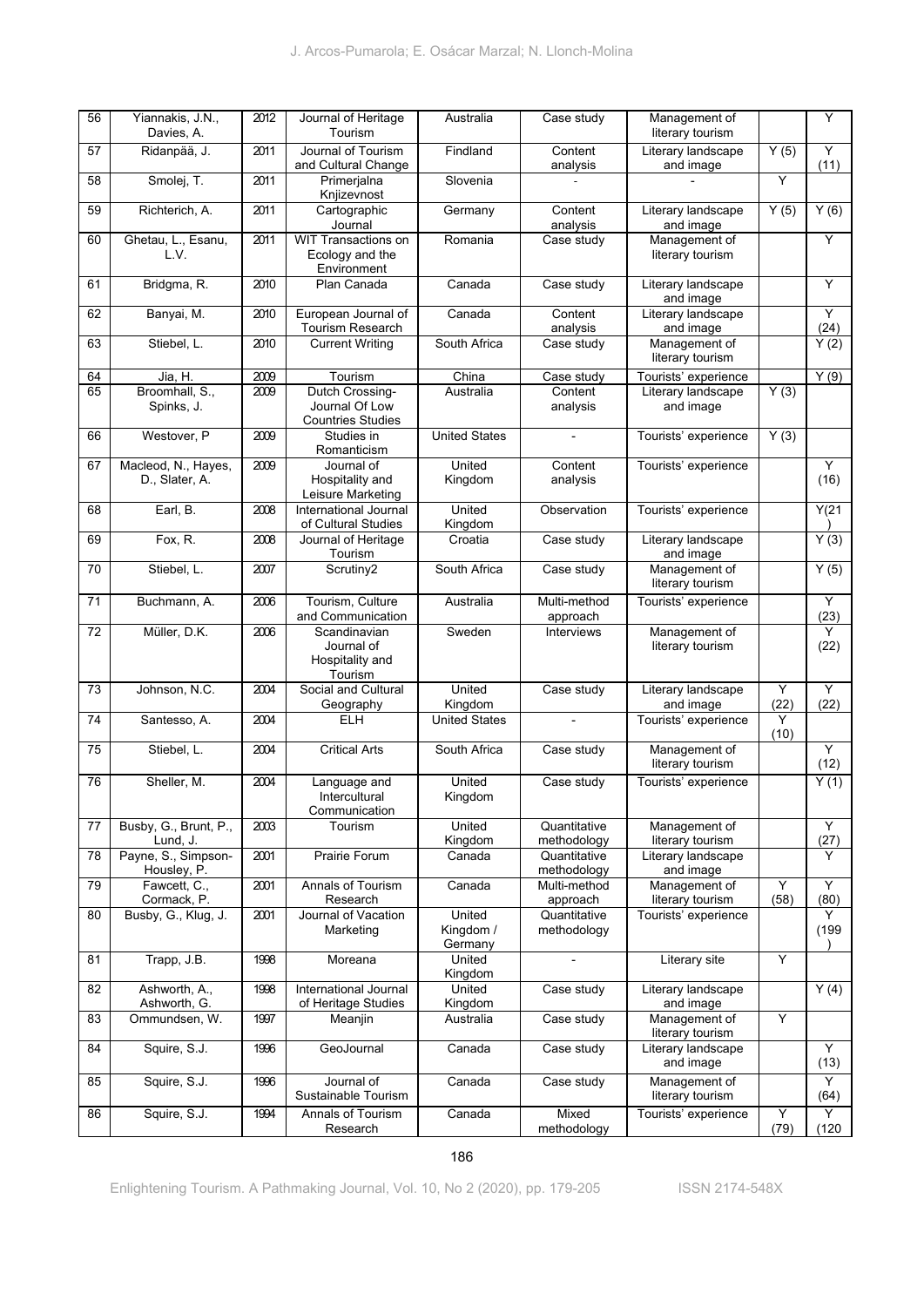| 56 | Yiannakis, J.N., Davies, A. | 2012 | Journal of Heritage Tourism | Australia | Case study | Management of literary tourism | | Y |
|---|---|---|---|---|---|---|---|---|
| 57 | Ridanpää, J. | 2011 | Journal of Tourism and Cultural Change | Findland | Content analysis | Literary landscape and image | Y (5) | Y (11) |
| 58 | Smolej, T. | 2011 | Primerjalna Knjizevnost | Slovenia | - | - | Y | |
| 59 | Richterich, A. | 2011 | Cartographic Journal | Germany | Content analysis | Literary landscape and image | Y (5) | Y (6) |
| 60 | Ghetau, L., Esanu, L.V. | 2011 | WIT Transactions on Ecology and the Environment | Romania | Case study | Management of literary tourism | | Y |
| 61 | Bridgma, R. | 2010 | Plan Canada | Canada | Case study | Literary landscape and image | | Y |
| 62 | Banyai, M. | 2010 | European Journal of Tourism Research | Canada | Content analysis | Literary landscape and image | | Y (24) |
| 63 | Stiebel, L. | 2010 | Current Writing | South Africa | Case study | Management of literary tourism | | Y (2) |
| 64 | Jia, H. | 2009 | Tourism | China | Case study | Tourists' experience | | Y (9) |
| 65 | Broomhall, S., Spinks, J. | 2009 | Dutch Crossing-Journal Of Low Countries Studies | Australia | Content analysis | Literary landscape and image | Y (3) | |
| 66 | Westover, P | 2009 | Studies in Romanticism | United States | - | Tourists' experience | Y (3) | |
| 67 | Macleod, N., Hayes, D., Slater, A. | 2009 | Journal of Hospitality and Leisure Marketing | United Kingdom | Content analysis | Tourists' experience | | Y (16) |
| 68 | Earl, B. | 2008 | International Journal of Cultural Studies | United Kingdom | Observation | Tourists' experience | | Y(21) |
| 69 | Fox, R. | 2008 | Journal of Heritage Tourism | Croatia | Case study | Literary landscape and image | | Y (3) |
| 70 | Stiebel, L. | 2007 | Scrutiny2 | South Africa | Case study | Management of literary tourism | | Y (5) |
| 71 | Buchmann, A. | 2006 | Tourism, Culture and Communication | Australia | Multi-method approach | Tourists' experience | | Y (23) |
| 72 | Müller, D.K. | 2006 | Scandinavian Journal of Hospitality and Tourism | Sweden | Interviews | Management of literary tourism | | Y (22) |
| 73 | Johnson, N.C. | 2004 | Social and Cultural Geography | United Kingdom | Case study | Literary landscape and image | Y (22) | Y (22) |
| 74 | Santesso, A. | 2004 | ELH | United States | - | Tourists' experience | Y (10) | |
| 75 | Stiebel, L. | 2004 | Critical Arts | South Africa | Case study | Management of literary tourism | | Y (12) |
| 76 | Sheller, M. | 2004 | Language and Intercultural Communication | United Kingdom | Case study | Tourists' experience | | Y (1) |
| 77 | Busby, G., Brunt, P., Lund, J. | 2003 | Tourism | United Kingdom | Quantitative methodology | Management of literary tourism | | Y (27) |
| 78 | Payne, S., Simpson-Housley, P. | 2001 | Prairie Forum | Canada | Quantitative methodology | Literary landscape and image | | Y |
| 79 | Fawcett, C., Cormack, P. | 2001 | Annals of Tourism Research | Canada | Multi-method approach | Management of literary tourism | Y (58) | Y (80) |
| 80 | Busby, G., Klug, J. | 2001 | Journal of Vacation Marketing | United Kingdom / Germany | Quantitative methodology | Tourists' experience | | Y (199) |
| 81 | Trapp, J.B. | 1998 | Moreana | United Kingdom | - | Literary site | Y | |
| 82 | Ashworth, A., Ashworth, G. | 1998 | International Journal of Heritage Studies | United Kingdom | Case study | Literary landscape and image | | Y (4) |
| 83 | Ommundsen, W. | 1997 | Meanjin | Australia | Case study | Management of literary tourism | Y | |
| 84 | Squire, S.J. | 1996 | GeoJournal | Canada | Case study | Literary landscape and image | | Y (13) |
| 85 | Squire, S.J. | 1996 | Journal of Sustainable Tourism | Canada | Case study | Management of literary tourism | | Y (64) |
| 86 | Squire, S.J. | 1994 | Annals of Tourism Research | Canada | Mixed methodology | Tourists' experience | Y (79) | Y (120 |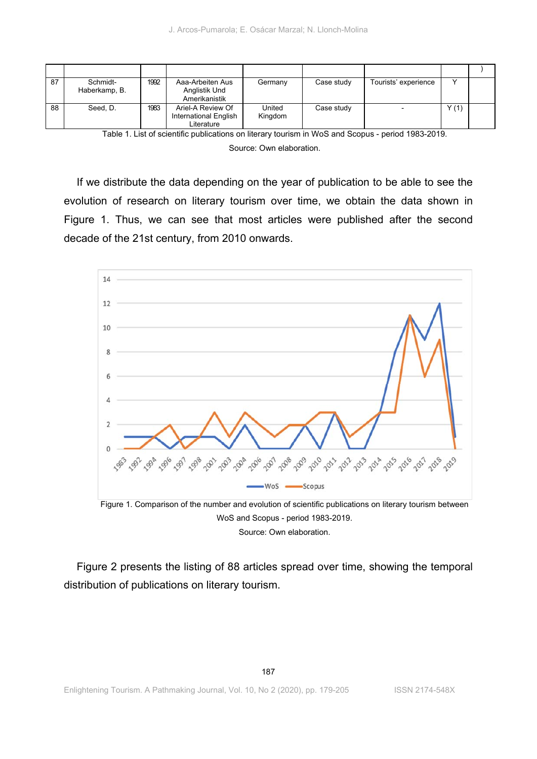|  |  |  |  |  |  |  |  | ) |
|---|---|---|---|---|---|---|---|---|
| 87 | Schmidt-Haberkamp, B. | 1992 | Aaa-Arbeiten Aus Anglistik Und Amerikanistik | Germany | Case study | Tourists' experience | Y |  |
| 88 | Seed, D. | 1983 | Ariel-A Review Of International English Literature | United Kingdom | Case study | - | Y (1) |  |

Table 1. List of scientific publications on literary tourism in WoS and Scopus - period 1983-2019.

Source: Own elaboration.

If we distribute the data depending on the year of publication to be able to see the evolution of research on literary tourism over time, we obtain the data shown in Figure 1. Thus, we can see that most articles were published after the second decade of the 21st century, from 2010 onwards.

Figure 1. Comparison of the number and evolution of scientific publications on literary tourism between WoS and Scopus - period 1983-2019.

Source: Own elaboration.

Figure 2 presents the listing of 88 articles spread over time, showing the temporal distribution of publications on literary tourism.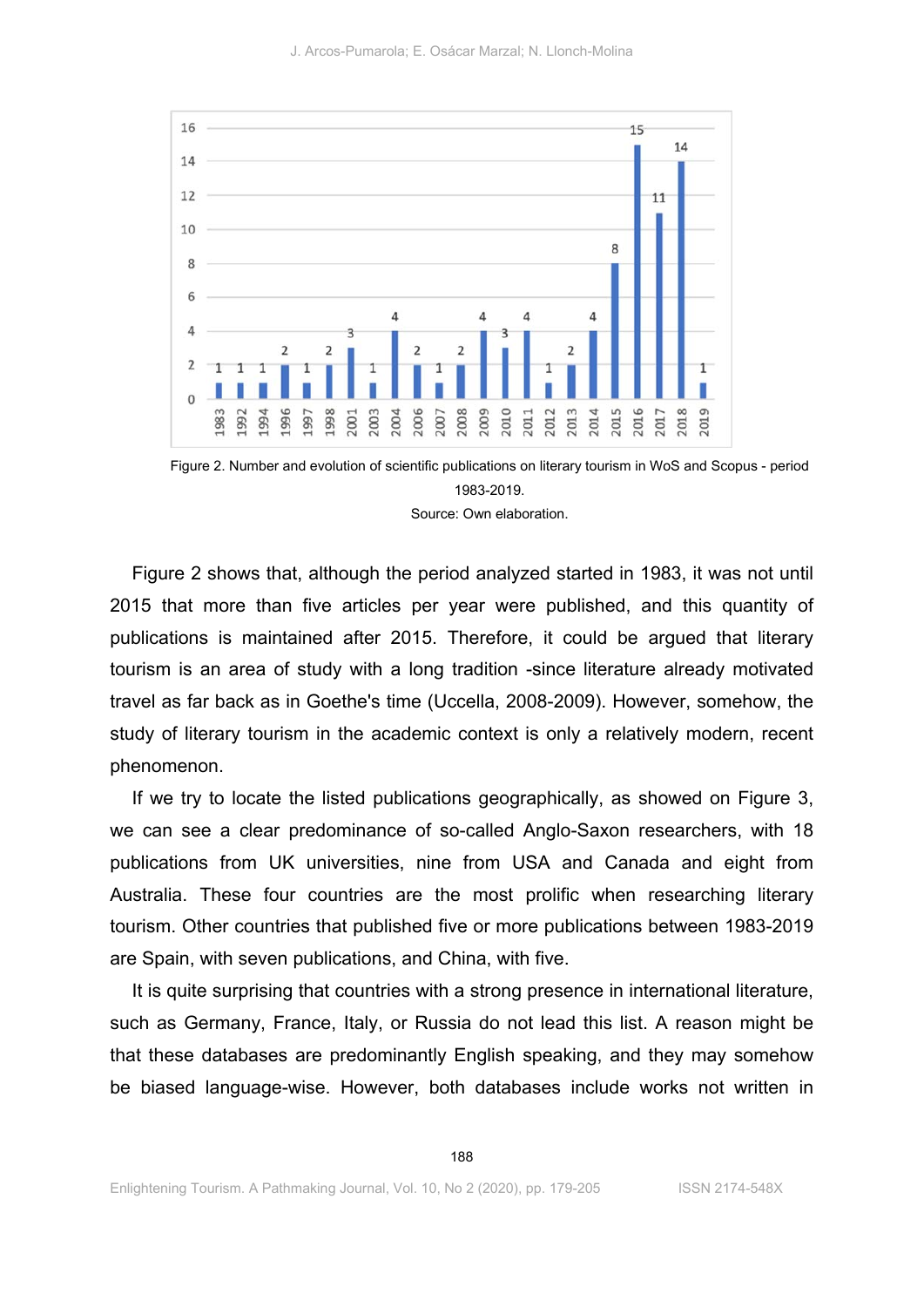Figure 2. Number and evolution of scientific publications on literary tourism in WoS and Scopus - period 1983-2019.

Source: Own elaboration.

Figure 2 shows that, although the period analyzed started in 1983, it was not until 2015 that more than five articles per year were published, and this quantity of publications is maintained after 2015. Therefore, it could be argued that literary tourism is an area of study with a long tradition -since literature already motivated travel as far back as in Goethe's time (Uccella, 2008-2009). However, somehow, the study of literary tourism in the academic context is only a relatively modern, recent phenomenon.

If we try to locate the listed publications geographically, as showed on Figure 3, we can see a clear predominance of so-called Anglo-Saxon researchers, with 18 publications from UK universities, nine from USA and Canada and eight from Australia. These four countries are the most prolific when researching literary tourism. Other countries that published five or more publications between 1983-2019 are Spain, with seven publications, and China, with five.

It is quite surprising that countries with a strong presence in international literature, such as Germany, France, Italy, or Russia do not lead this list. A reason might be that these databases are predominantly English speaking, and they may somehow be biased language-wise. However, both databases include works not written in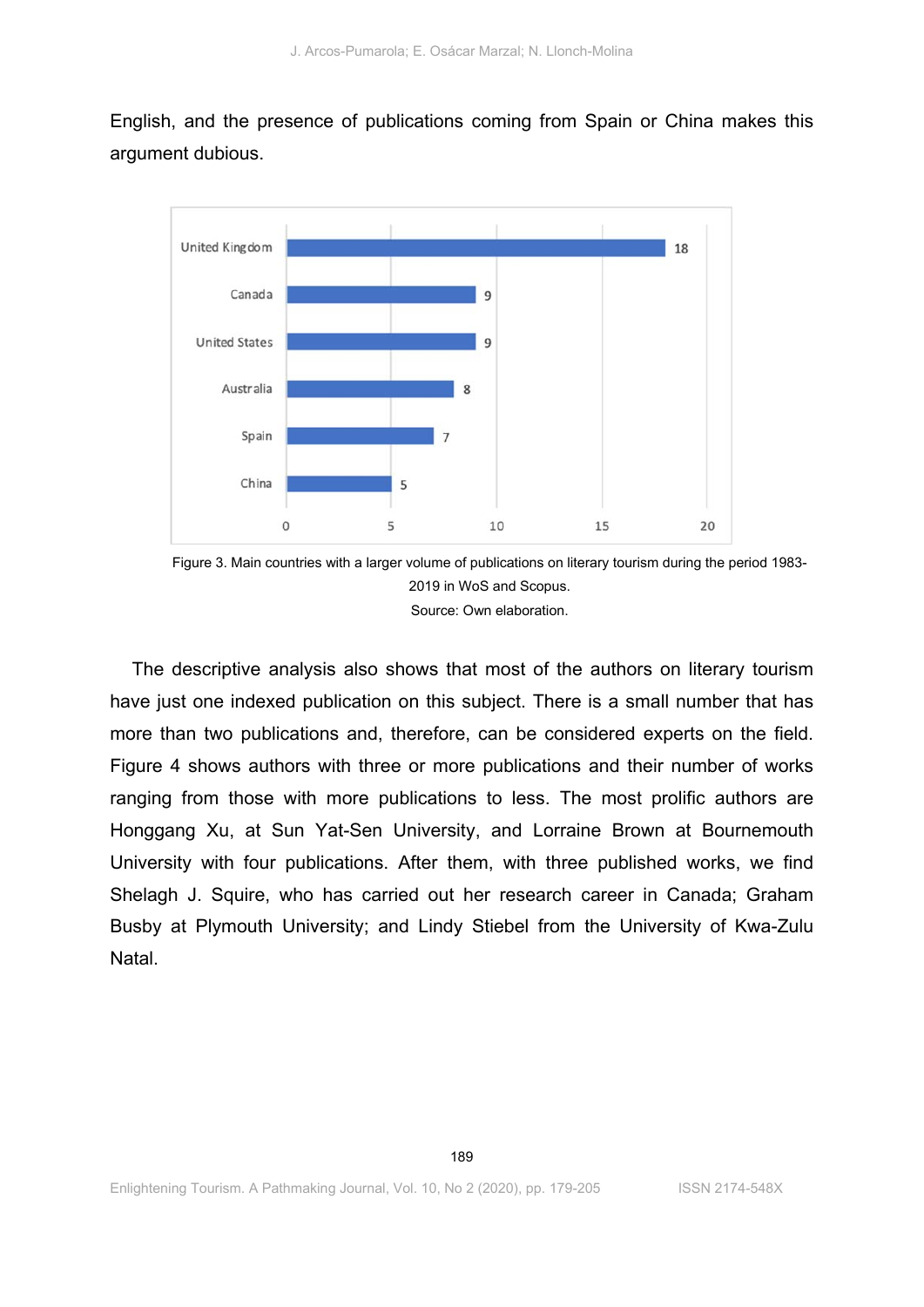English, and the presence of publications coming from Spain or China makes this argument dubious.

Figure 3. Main countries with a larger volume of publications on literary tourism during the period 1983-2019 in WoS and Scopus.
Source: Own elaboration.

The descriptive analysis also shows that most of the authors on literary tourism have just one indexed publication on this subject. There is a small number that has more than two publications and, therefore, can be considered experts on the field. Figure 4 shows authors with three or more publications and their number of works ranging from those with more publications to less. The most prolific authors are Honggang Xu, at Sun Yat-Sen University, and Lorraine Brown at Bournemouth University with four publications. After them, with three published works, we find Shelagh J. Squire, who has carried out her research career in Canada; Graham Busby at Plymouth University; and Lindy Stiebel from the University of Kwa-Zulu Natal.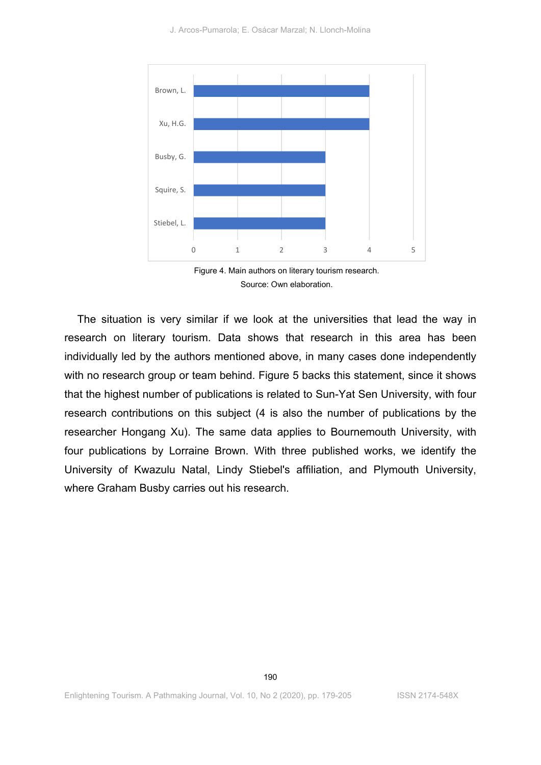Figure 4. Main authors on literary tourism research.
Source: Own elaboration.

The situation is very similar if we look at the universities that lead the way in research on literary tourism. Data shows that research in this area has been individually led by the authors mentioned above, in many cases done independently with no research group or team behind. Figure 5 backs this statement, since it shows that the highest number of publications is related to Sun-Yat Sen University, with four research contributions on this subject (4 is also the number of publications by the researcher Hongang Xu). The same data applies to Bournemouth University, with four publications by Lorraine Brown. With three published works, we identify the University of Kwazulu Natal, Lindy Stiebel's affiliation, and Plymouth University, where Graham Busby carries out his research.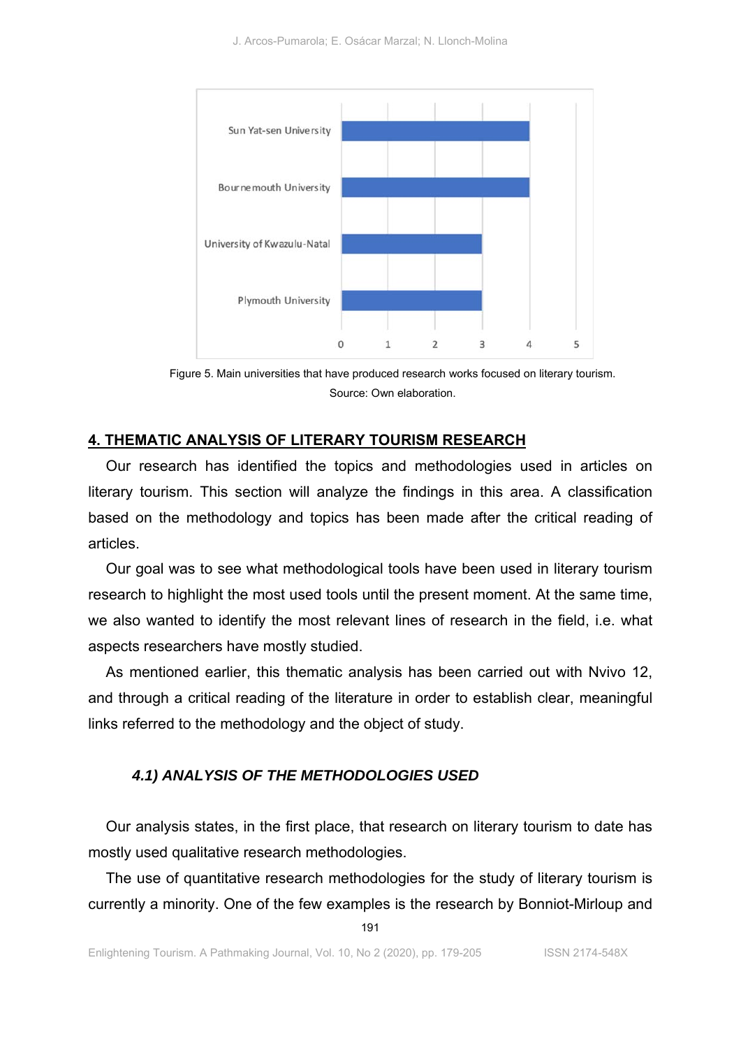Figure 5. Main universities that have produced research works focused on literary tourism. Source: Own elaboration.

## 4. THEMATIC ANALYSIS OF LITERARY TOURISM RESEARCH

Our research has identified the topics and methodologies used in articles on literary tourism. This section will analyze the findings in this area. A classification based on the methodology and topics has been made after the critical reading of articles.

Our goal was to see what methodological tools have been used in literary tourism research to highlight the most used tools until the present moment. At the same time, we also wanted to identify the most relevant lines of research in the field, i.e. what aspects researchers have mostly studied.

As mentioned earlier, this thematic analysis has been carried out with Nvivo 12, and through a critical reading of the literature in order to establish clear, meaningful links referred to the methodology and the object of study.

### *4.1) ANALYSIS OF THE METHODOLOGIES USED*

Our analysis states, in the first place, that research on literary tourism to date has mostly used qualitative research methodologies.

The use of quantitative research methodologies for the study of literary tourism is currently a minority. One of the few examples is the research by Bonniot-Mirloup and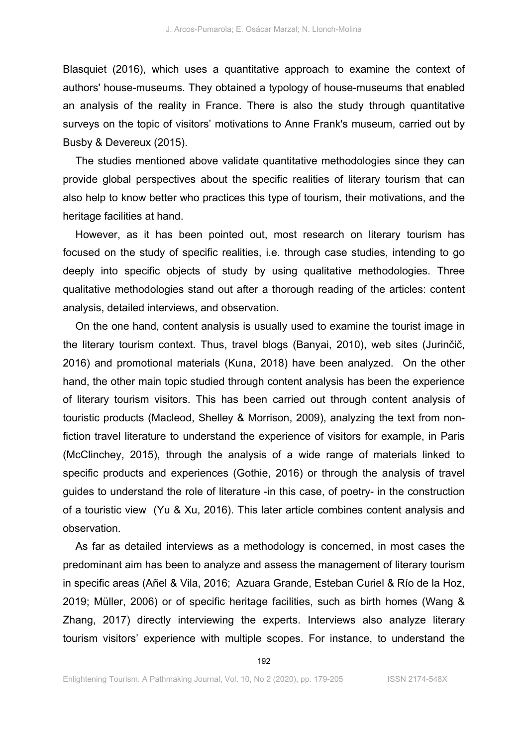Blasquiet (2016), which uses a quantitative approach to examine the context of authors' house-museums. They obtained a typology of house-museums that enabled an analysis of the reality in France. There is also the study through quantitative surveys on the topic of visitors' motivations to Anne Frank's museum, carried out by Busby & Devereux (2015).

The studies mentioned above validate quantitative methodologies since they can provide global perspectives about the specific realities of literary tourism that can also help to know better who practices this type of tourism, their motivations, and the heritage facilities at hand.

However, as it has been pointed out, most research on literary tourism has focused on the study of specific realities, i.e. through case studies, intending to go deeply into specific objects of study by using qualitative methodologies. Three qualitative methodologies stand out after a thorough reading of the articles: content analysis, detailed interviews, and observation.

On the one hand, content analysis is usually used to examine the tourist image in the literary tourism context. Thus, travel blogs (Banyai, 2010), web sites (Jurinčič, 2016) and promotional materials (Kuna, 2018) have been analyzed. On the other hand, the other main topic studied through content analysis has been the experience of literary tourism visitors. This has been carried out through content analysis of touristic products (Macleod, Shelley & Morrison, 2009), analyzing the text from non-fiction travel literature to understand the experience of visitors for example, in Paris (McClinchey, 2015), through the analysis of a wide range of materials linked to specific products and experiences (Gothie, 2016) or through the analysis of travel guides to understand the role of literature -in this case, of poetry- in the construction of a touristic view (Yu & Xu, 2016). This later article combines content analysis and observation.

As far as detailed interviews as a methodology is concerned, in most cases the predominant aim has been to analyze and assess the management of literary tourism in specific areas (Añel & Vila, 2016; Azuara Grande, Esteban Curiel & Río de la Hoz, 2019; Müller, 2006) or of specific heritage facilities, such as birth homes (Wang & Zhang, 2017) directly interviewing the experts. Interviews also analyze literary tourism visitors' experience with multiple scopes. For instance, to understand the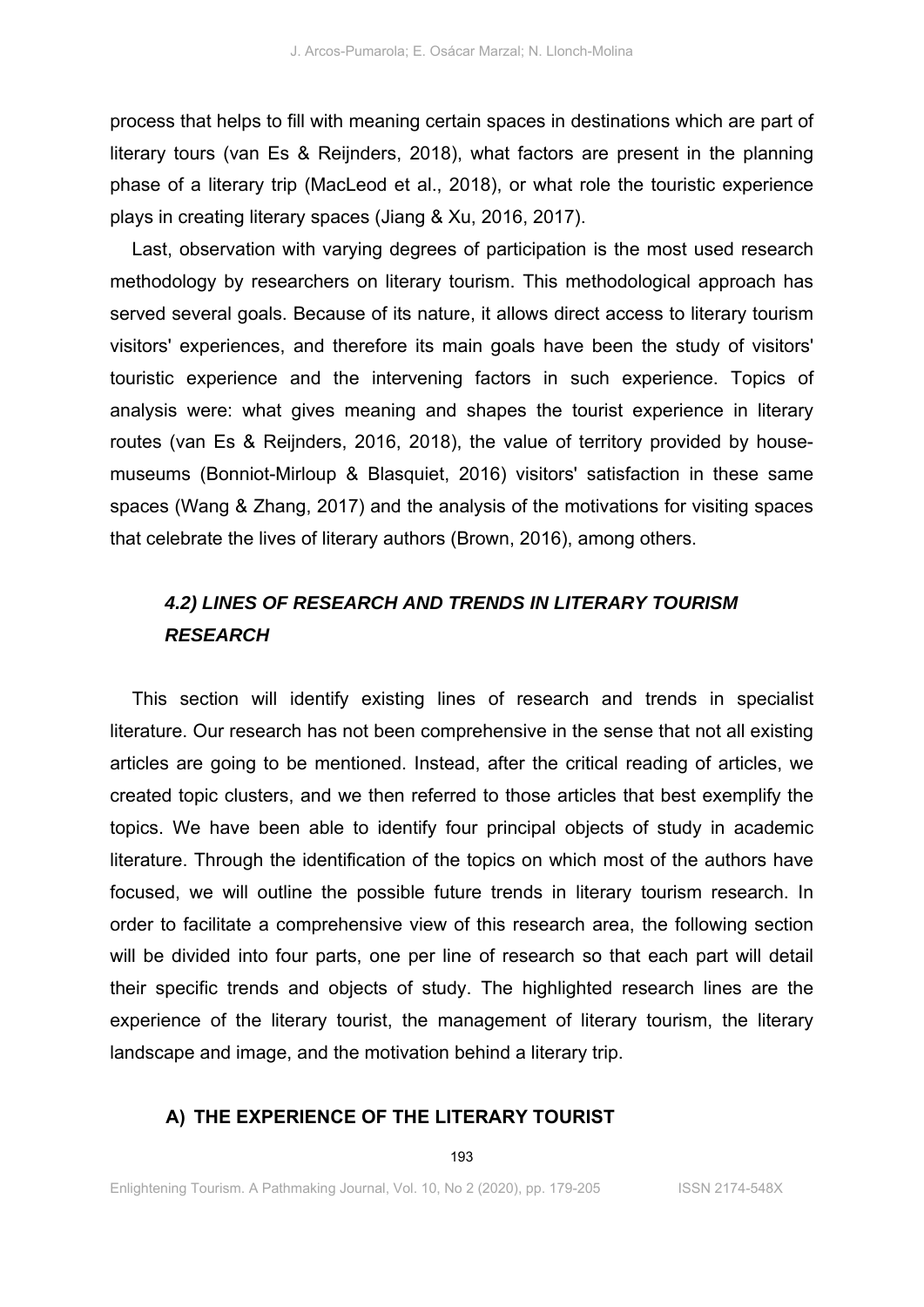process that helps to fill with meaning certain spaces in destinations which are part of literary tours (van Es & Reijnders, 2018), what factors are present in the planning phase of a literary trip (MacLeod et al., 2018), or what role the touristic experience plays in creating literary spaces (Jiang & Xu, 2016, 2017).

Last, observation with varying degrees of participation is the most used research methodology by researchers on literary tourism. This methodological approach has served several goals. Because of its nature, it allows direct access to literary tourism visitors' experiences, and therefore its main goals have been the study of visitors' touristic experience and the intervening factors in such experience. Topics of analysis were: what gives meaning and shapes the tourist experience in literary routes (van Es & Reijnders, 2016, 2018), the value of territory provided by house-museums (Bonniot-Mirloup & Blasquiet, 2016) visitors' satisfaction in these same spaces (Wang & Zhang, 2017) and the analysis of the motivations for visiting spaces that celebrate the lives of literary authors (Brown, 2016), among others.

## *4.2) LINES OF RESEARCH AND TRENDS IN LITERARY TOURISM RESEARCH*

This section will identify existing lines of research and trends in specialist literature. Our research has not been comprehensive in the sense that not all existing articles are going to be mentioned. Instead, after the critical reading of articles, we created topic clusters, and we then referred to those articles that best exemplify the topics. We have been able to identify four principal objects of study in academic literature. Through the identification of the topics on which most of the authors have focused, we will outline the possible future trends in literary tourism research. In order to facilitate a comprehensive view of this research area, the following section will be divided into four parts, one per line of research so that each part will detail their specific trends and objects of study. The highlighted research lines are the experience of the literary tourist, the management of literary tourism, the literary landscape and image, and the motivation behind a literary trip.

### A) THE EXPERIENCE OF THE LITERARY TOURIST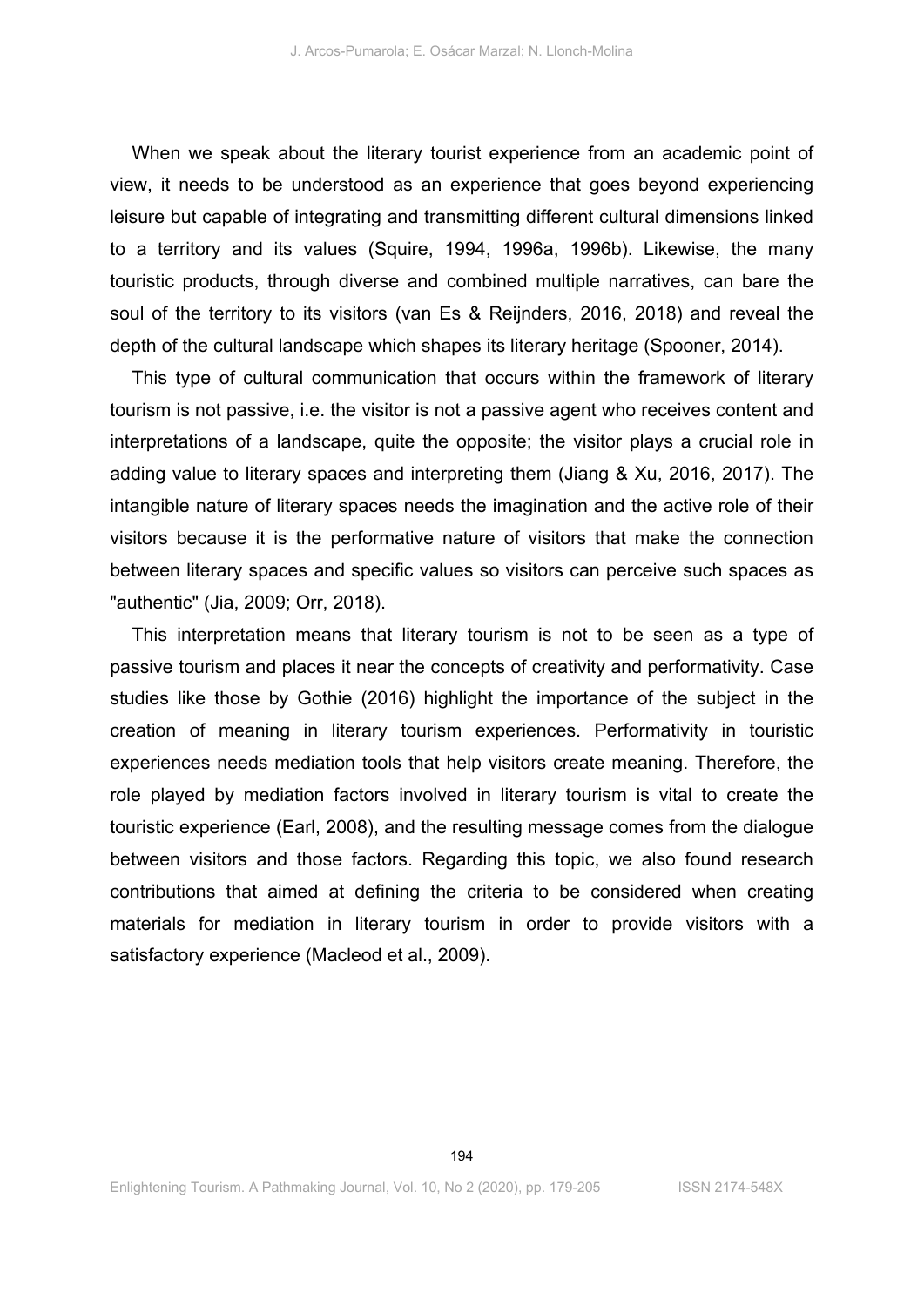When we speak about the literary tourist experience from an academic point of view, it needs to be understood as an experience that goes beyond experiencing leisure but capable of integrating and transmitting different cultural dimensions linked to a territory and its values (Squire, 1994, 1996a, 1996b). Likewise, the many touristic products, through diverse and combined multiple narratives, can bare the soul of the territory to its visitors (van Es & Reijnders, 2016, 2018) and reveal the depth of the cultural landscape which shapes its literary heritage (Spooner, 2014).

This type of cultural communication that occurs within the framework of literary tourism is not passive, i.e. the visitor is not a passive agent who receives content and interpretations of a landscape, quite the opposite; the visitor plays a crucial role in adding value to literary spaces and interpreting them (Jiang & Xu, 2016, 2017). The intangible nature of literary spaces needs the imagination and the active role of their visitors because it is the performative nature of visitors that make the connection between literary spaces and specific values so visitors can perceive such spaces as "authentic" (Jia, 2009; Orr, 2018).

This interpretation means that literary tourism is not to be seen as a type of passive tourism and places it near the concepts of creativity and performativity. Case studies like those by Gothie (2016) highlight the importance of the subject in the creation of meaning in literary tourism experiences. Performativity in touristic experiences needs mediation tools that help visitors create meaning. Therefore, the role played by mediation factors involved in literary tourism is vital to create the touristic experience (Earl, 2008), and the resulting message comes from the dialogue between visitors and those factors. Regarding this topic, we also found research contributions that aimed at defining the criteria to be considered when creating materials for mediation in literary tourism in order to provide visitors with a satisfactory experience (Macleod et al., 2009).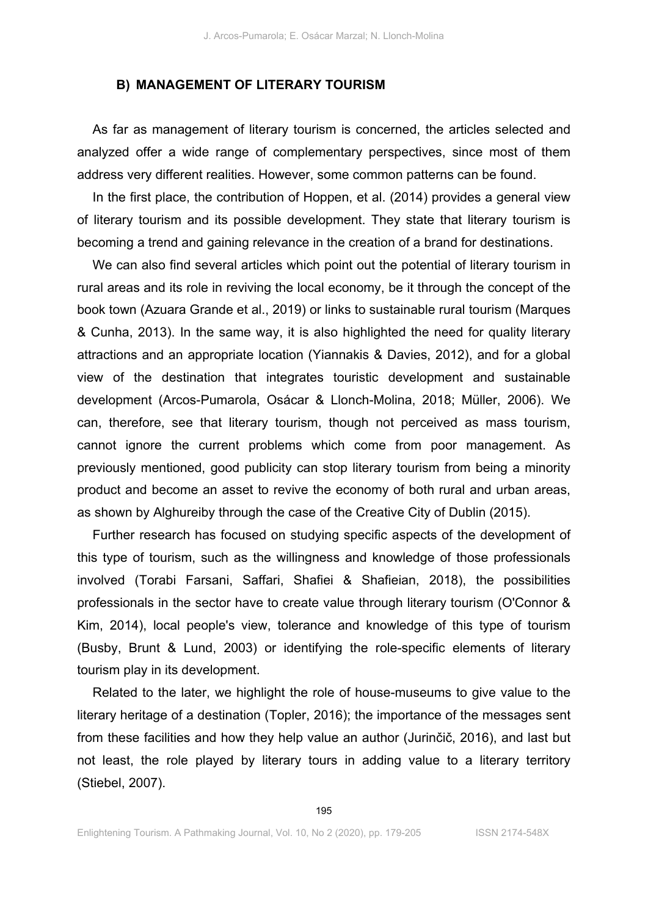### B) MANAGEMENT OF LITERARY TOURISM

As far as management of literary tourism is concerned, the articles selected and analyzed offer a wide range of complementary perspectives, since most of them address very different realities. However, some common patterns can be found.

In the first place, the contribution of Hoppen, et al. (2014) provides a general view of literary tourism and its possible development. They state that literary tourism is becoming a trend and gaining relevance in the creation of a brand for destinations.

We can also find several articles which point out the potential of literary tourism in rural areas and its role in reviving the local economy, be it through the concept of the book town (Azuara Grande et al., 2019) or links to sustainable rural tourism (Marques & Cunha, 2013). In the same way, it is also highlighted the need for quality literary attractions and an appropriate location (Yiannakis & Davies, 2012), and for a global view of the destination that integrates touristic development and sustainable development (Arcos-Pumarola, Osácar & Llonch-Molina, 2018; Müller, 2006). We can, therefore, see that literary tourism, though not perceived as mass tourism, cannot ignore the current problems which come from poor management. As previously mentioned, good publicity can stop literary tourism from being a minority product and become an asset to revive the economy of both rural and urban areas, as shown by Alghureiby through the case of the Creative City of Dublin (2015).

Further research has focused on studying specific aspects of the development of this type of tourism, such as the willingness and knowledge of those professionals involved (Torabi Farsani, Saffari, Shafiei & Shafieian, 2018), the possibilities professionals in the sector have to create value through literary tourism (O'Connor & Kim, 2014), local people's view, tolerance and knowledge of this type of tourism (Busby, Brunt & Lund, 2003) or identifying the role-specific elements of literary tourism play in its development.

Related to the later, we highlight the role of house-museums to give value to the literary heritage of a destination (Topler, 2016); the importance of the messages sent from these facilities and how they help value an author (Jurinčič, 2016), and last but not least, the role played by literary tours in adding value to a literary territory (Stiebel, 2007).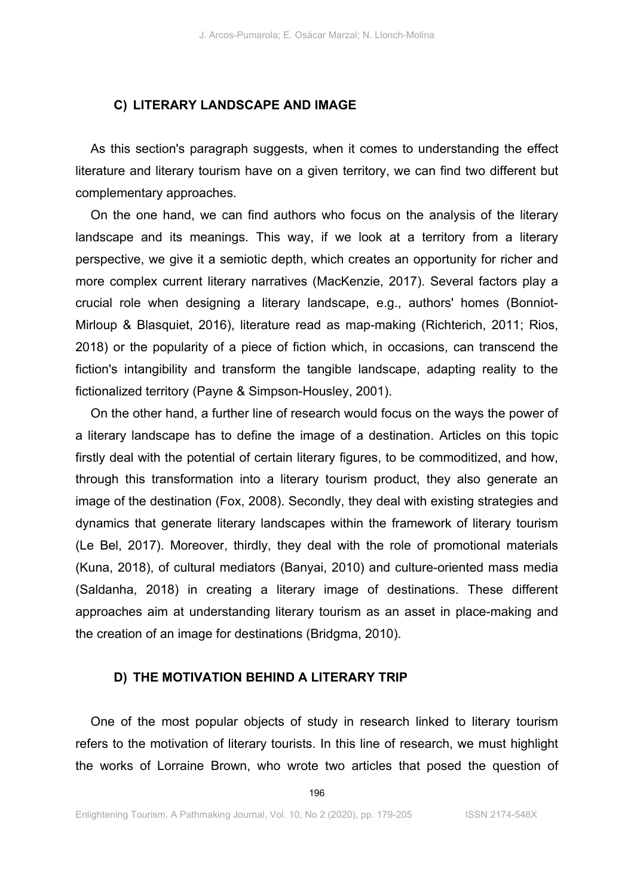### C) LITERARY LANDSCAPE AND IMAGE

As this section's paragraph suggests, when it comes to understanding the effect literature and literary tourism have on a given territory, we can find two different but complementary approaches.

On the one hand, we can find authors who focus on the analysis of the literary landscape and its meanings. This way, if we look at a territory from a literary perspective, we give it a semiotic depth, which creates an opportunity for richer and more complex current literary narratives (MacKenzie, 2017). Several factors play a crucial role when designing a literary landscape, e.g., authors' homes (Bonniot-Mirloup & Blasquiet, 2016), literature read as map-making (Richterich, 2011; Rios, 2018) or the popularity of a piece of fiction which, in occasions, can transcend the fiction's intangibility and transform the tangible landscape, adapting reality to the fictionalized territory (Payne & Simpson-Housley, 2001).

On the other hand, a further line of research would focus on the ways the power of a literary landscape has to define the image of a destination. Articles on this topic firstly deal with the potential of certain literary figures, to be commoditized, and how, through this transformation into a literary tourism product, they also generate an image of the destination (Fox, 2008). Secondly, they deal with existing strategies and dynamics that generate literary landscapes within the framework of literary tourism (Le Bel, 2017). Moreover, thirdly, they deal with the role of promotional materials (Kuna, 2018), of cultural mediators (Banyai, 2010) and culture-oriented mass media (Saldanha, 2018) in creating a literary image of destinations. These different approaches aim at understanding literary tourism as an asset in place-making and the creation of an image for destinations (Bridgma, 2010).

### D) THE MOTIVATION BEHIND A LITERARY TRIP

One of the most popular objects of study in research linked to literary tourism refers to the motivation of literary tourists. In this line of research, we must highlight the works of Lorraine Brown, who wrote two articles that posed the question of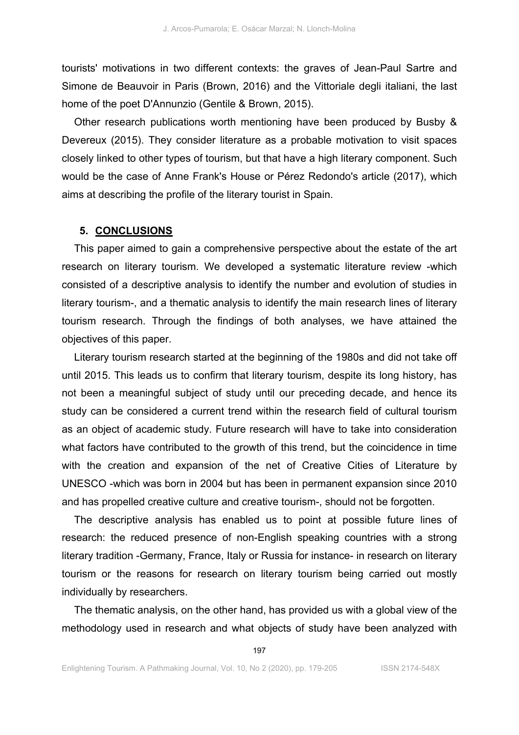tourists' motivations in two different contexts: the graves of Jean-Paul Sartre and Simone de Beauvoir in Paris (Brown, 2016) and the Vittoriale degli italiani, the last home of the poet D'Annunzio (Gentile & Brown, 2015).

Other research publications worth mentioning have been produced by Busby & Devereux (2015). They consider literature as a probable motivation to visit spaces closely linked to other types of tourism, but that have a high literary component. Such would be the case of Anne Frank's House or Pérez Redondo's article (2017), which aims at describing the profile of the literary tourist in Spain.

## 5. CONCLUSIONS

This paper aimed to gain a comprehensive perspective about the estate of the art research on literary tourism. We developed a systematic literature review -which consisted of a descriptive analysis to identify the number and evolution of studies in literary tourism-, and a thematic analysis to identify the main research lines of literary tourism research. Through the findings of both analyses, we have attained the objectives of this paper.

Literary tourism research started at the beginning of the 1980s and did not take off until 2015. This leads us to confirm that literary tourism, despite its long history, has not been a meaningful subject of study until our preceding decade, and hence its study can be considered a current trend within the research field of cultural tourism as an object of academic study. Future research will have to take into consideration what factors have contributed to the growth of this trend, but the coincidence in time with the creation and expansion of the net of Creative Cities of Literature by UNESCO -which was born in 2004 but has been in permanent expansion since 2010 and has propelled creative culture and creative tourism-, should not be forgotten.

The descriptive analysis has enabled us to point at possible future lines of research: the reduced presence of non-English speaking countries with a strong literary tradition -Germany, France, Italy or Russia for instance- in research on literary tourism or the reasons for research on literary tourism being carried out mostly individually by researchers.

The thematic analysis, on the other hand, has provided us with a global view of the methodology used in research and what objects of study have been analyzed with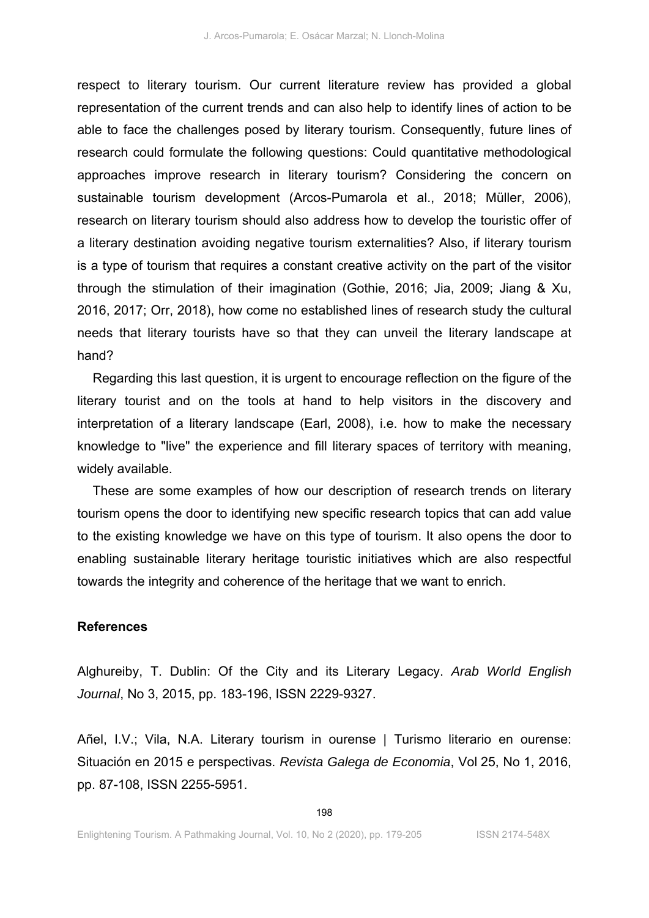respect to literary tourism. Our current literature review has provided a global representation of the current trends and can also help to identify lines of action to be able to face the challenges posed by literary tourism. Consequently, future lines of research could formulate the following questions: Could quantitative methodological approaches improve research in literary tourism? Considering the concern on sustainable tourism development (Arcos-Pumarola et al., 2018; Müller, 2006), research on literary tourism should also address how to develop the touristic offer of a literary destination avoiding negative tourism externalities? Also, if literary tourism is a type of tourism that requires a constant creative activity on the part of the visitor through the stimulation of their imagination (Gothie, 2016; Jia, 2009; Jiang & Xu, 2016, 2017; Orr, 2018), how come no established lines of research study the cultural needs that literary tourists have so that they can unveil the literary landscape at hand?

Regarding this last question, it is urgent to encourage reflection on the figure of the literary tourist and on the tools at hand to help visitors in the discovery and interpretation of a literary landscape (Earl, 2008), i.e. how to make the necessary knowledge to "live" the experience and fill literary spaces of territory with meaning, widely available.

These are some examples of how our description of research trends on literary tourism opens the door to identifying new specific research topics that can add value to the existing knowledge we have on this type of tourism. It also opens the door to enabling sustainable literary heritage touristic initiatives which are also respectful towards the integrity and coherence of the heritage that we want to enrich.

## References

Alghureiby, T. Dublin: Of the City and its Literary Legacy. *Arab World English Journal*, No 3, 2015, pp. 183-196, ISSN 2229-9327.

Añel, I.V.; Vila, N.A. Literary tourism in ourense | Turismo literario en ourense: Situación en 2015 e perspectivas. *Revista Galega de Economia*, Vol 25, No 1, 2016, pp. 87-108, ISSN 2255-5951.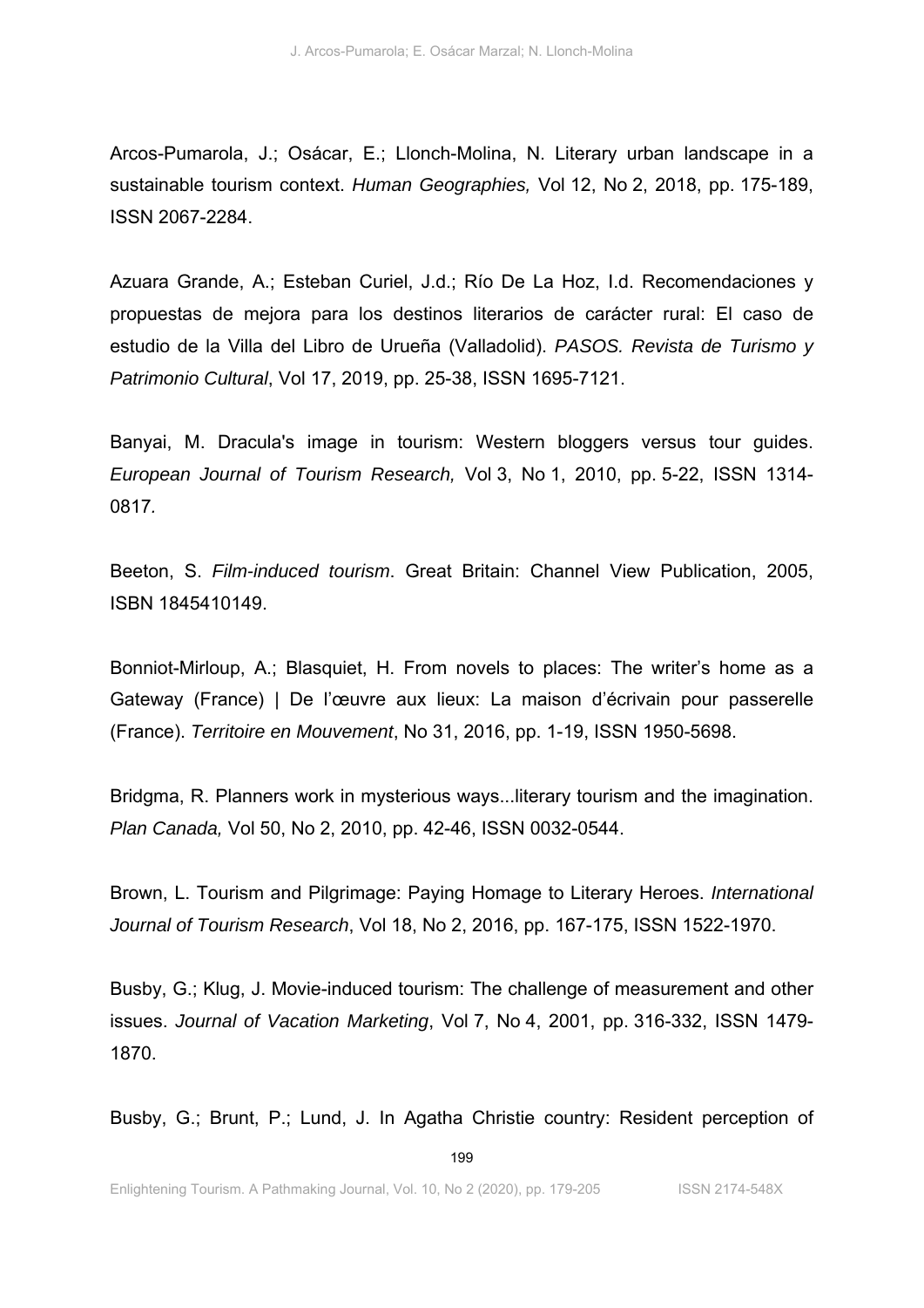Arcos-Pumarola, J.; Osácar, E.; Llonch-Molina, N. Literary urban landscape in a sustainable tourism context. *Human Geographies,* Vol 12, No 2, 2018, pp. 175-189, ISSN 2067-2284.

Azuara Grande, A.; Esteban Curiel, J.d.; Río De La Hoz, I.d. Recomendaciones y propuestas de mejora para los destinos literarios de carácter rural: El caso de estudio de la Villa del Libro de Urueña (Valladolid). *PASOS. Revista de Turismo y Patrimonio Cultural*, Vol 17, 2019, pp. 25-38, ISSN 1695-7121.

Banyai, M. Dracula's image in tourism: Western bloggers versus tour guides. *European Journal of Tourism Research,* Vol 3, No 1, 2010, pp. 5-22, ISSN 1314-0817*.*

Beeton, S. *Film-induced tourism*. Great Britain: Channel View Publication, 2005, ISBN 1845410149.

Bonniot-Mirloup, A.; Blasquiet, H. From novels to places: The writer's home as a Gateway (France) | De l'œuvre aux lieux: La maison d'écrivain pour passerelle (France). *Territoire en Mouvement*, No 31, 2016, pp. 1-19, ISSN 1950-5698.

Bridgma, R. Planners work in mysterious ways...literary tourism and the imagination. *Plan Canada,* Vol 50, No 2, 2010, pp. 42-46, ISSN 0032-0544.

Brown, L. Tourism and Pilgrimage: Paying Homage to Literary Heroes. *International Journal of Tourism Research*, Vol 18, No 2, 2016, pp. 167-175, ISSN 1522-1970.

Busby, G.; Klug, J. Movie-induced tourism: The challenge of measurement and other issues. *Journal of Vacation Marketing*, Vol 7, No 4, 2001, pp. 316-332, ISSN 1479-1870.

Busby, G.; Brunt, P.; Lund, J. In Agatha Christie country: Resident perception of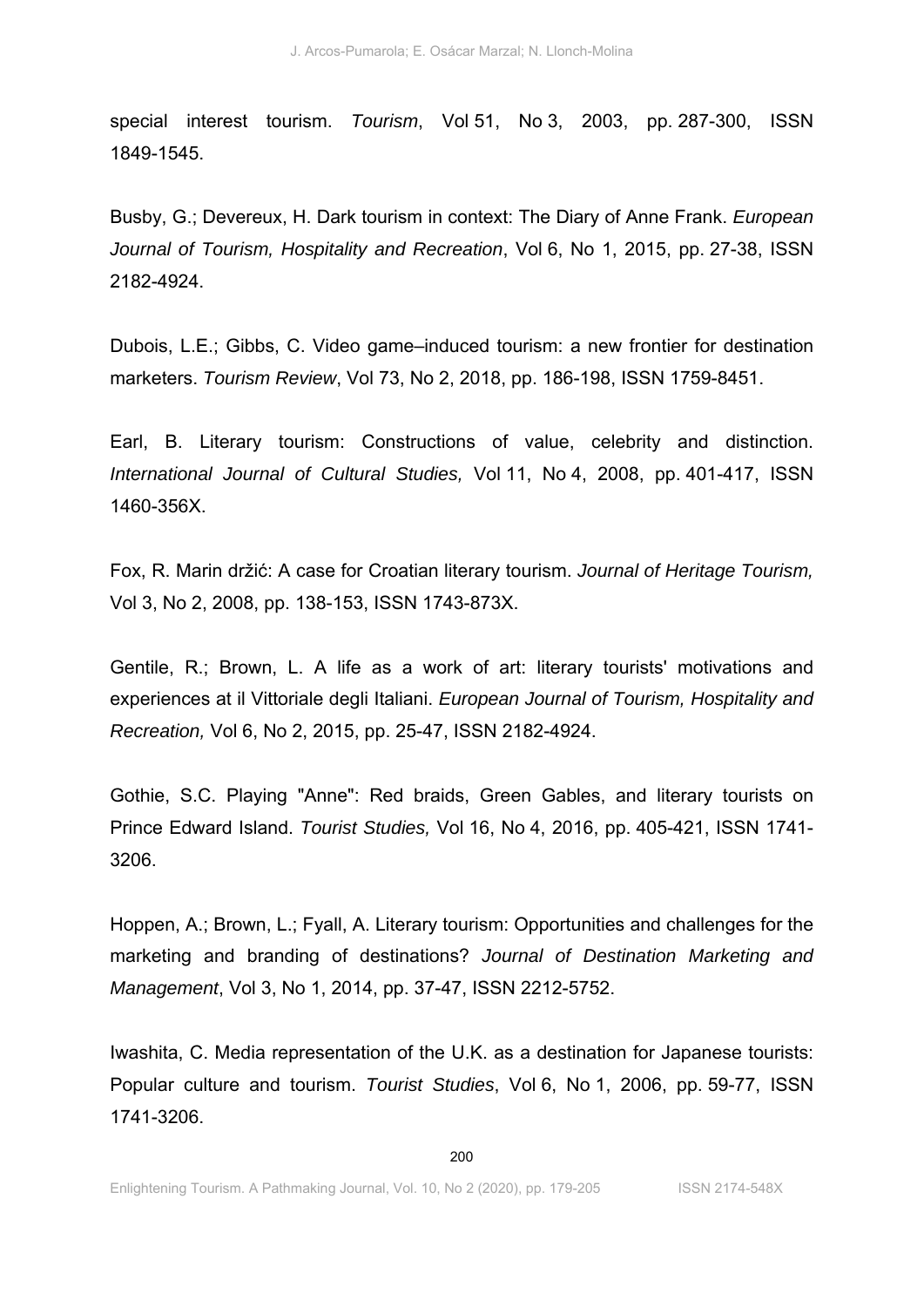special interest tourism. *Tourism*, Vol 51, No 3, 2003, pp. 287-300, ISSN 1849-1545.

Busby, G.; Devereux, H. Dark tourism in context: The Diary of Anne Frank. *European Journal of Tourism, Hospitality and Recreation*, Vol 6, No 1, 2015, pp. 27-38, ISSN 2182-4924.

Dubois, L.E.; Gibbs, C. Video game–induced tourism: a new frontier for destination marketers. *Tourism Review*, Vol 73, No 2, 2018, pp. 186-198, ISSN 1759-8451.

Earl, B. Literary tourism: Constructions of value, celebrity and distinction. *International Journal of Cultural Studies,* Vol 11, No 4, 2008, pp. 401-417, ISSN 1460-356X.

Fox, R. Marin držić: A case for Croatian literary tourism. *Journal of Heritage Tourism,* Vol 3, No 2, 2008, pp. 138-153, ISSN 1743-873X.

Gentile, R.; Brown, L. A life as a work of art: literary tourists' motivations and experiences at il Vittoriale degli Italiani. *European Journal of Tourism, Hospitality and Recreation,* Vol 6, No 2, 2015, pp. 25-47, ISSN 2182-4924.

Gothie, S.C. Playing "Anne": Red braids, Green Gables, and literary tourists on Prince Edward Island. *Tourist Studies,* Vol 16, No 4, 2016, pp. 405-421, ISSN 1741-3206.

Hoppen, A.; Brown, L.; Fyall, A. Literary tourism: Opportunities and challenges for the marketing and branding of destinations? *Journal of Destination Marketing and Management*, Vol 3, No 1, 2014, pp. 37-47, ISSN 2212-5752.

Iwashita, C. Media representation of the U.K. as a destination for Japanese tourists: Popular culture and tourism. *Tourist Studies*, Vol 6, No 1, 2006, pp. 59-77, ISSN 1741-3206.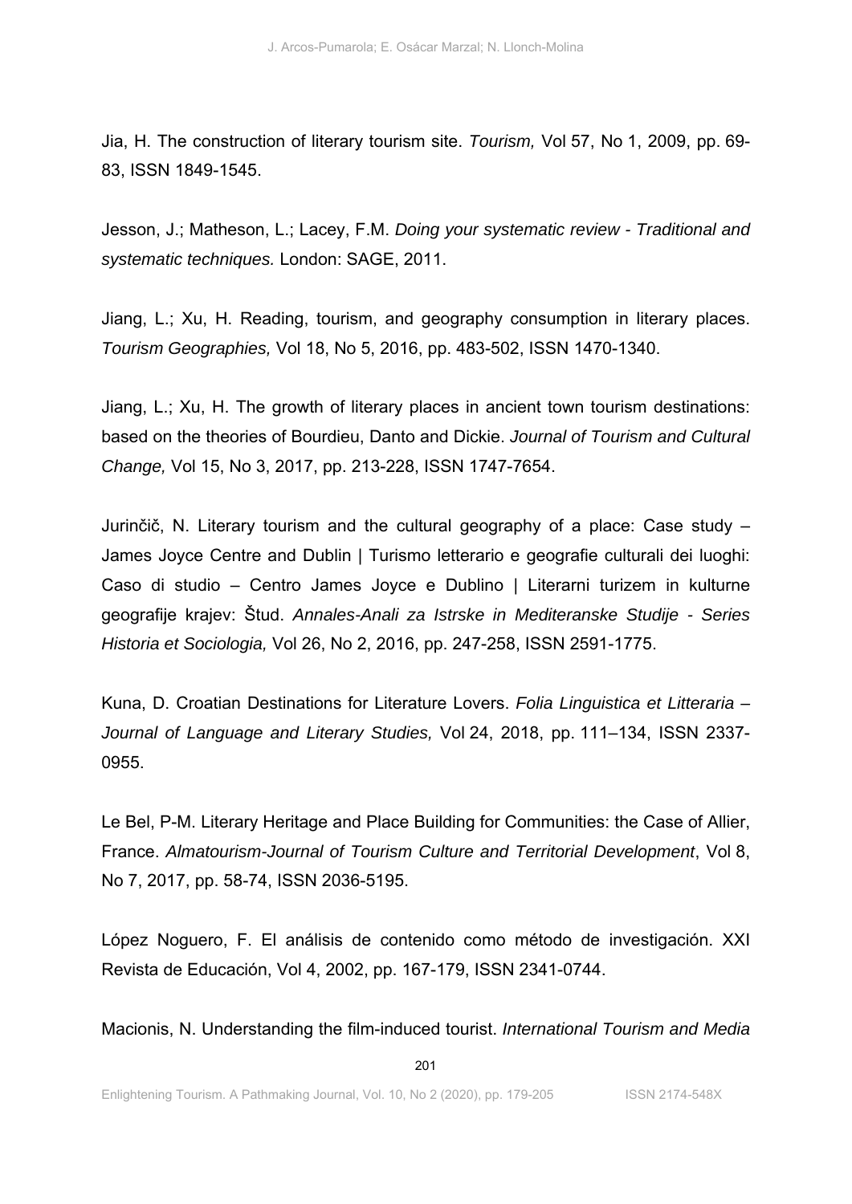Jia, H. The construction of literary tourism site. *Tourism,* Vol 57, No 1, 2009, pp. 69-83, ISSN 1849-1545.

Jesson, J.; Matheson, L.; Lacey, F.M. *Doing your systematic review - Traditional and systematic techniques.* London: SAGE, 2011.

Jiang, L.; Xu, H. Reading, tourism, and geography consumption in literary places. *Tourism Geographies,* Vol 18, No 5, 2016, pp. 483-502, ISSN 1470-1340.

Jiang, L.; Xu, H. The growth of literary places in ancient town tourism destinations: based on the theories of Bourdieu, Danto and Dickie. *Journal of Tourism and Cultural Change,* Vol 15, No 3, 2017, pp. 213-228, ISSN 1747-7654.

Jurinčič, N. Literary tourism and the cultural geography of a place: Case study – James Joyce Centre and Dublin | Turismo letterario e geografie culturali dei luoghi: Caso di studio – Centro James Joyce e Dublino | Literarni turizem in kulturne geografije krajev: Štud. *Annales-Anali za Istrske in Mediteranske Studije - Series Historia et Sociologia,* Vol 26, No 2, 2016, pp. 247-258, ISSN 2591-1775.

Kuna, D. Croatian Destinations for Literature Lovers. *Folia Linguistica et Litteraria – Journal of Language and Literary Studies,* Vol 24, 2018, pp. 111–134, ISSN 2337-0955.

Le Bel, P-M. Literary Heritage and Place Building for Communities: the Case of Allier, France. *Almatourism-Journal of Tourism Culture and Territorial Development*, Vol 8, No 7, 2017, pp. 58-74, ISSN 2036-5195.

López Noguero, F. El análisis de contenido como método de investigación. XXI Revista de Educación, Vol 4, 2002, pp. 167-179, ISSN 2341-0744.

Macionis, N. Understanding the film-induced tourist. *International Tourism and Media*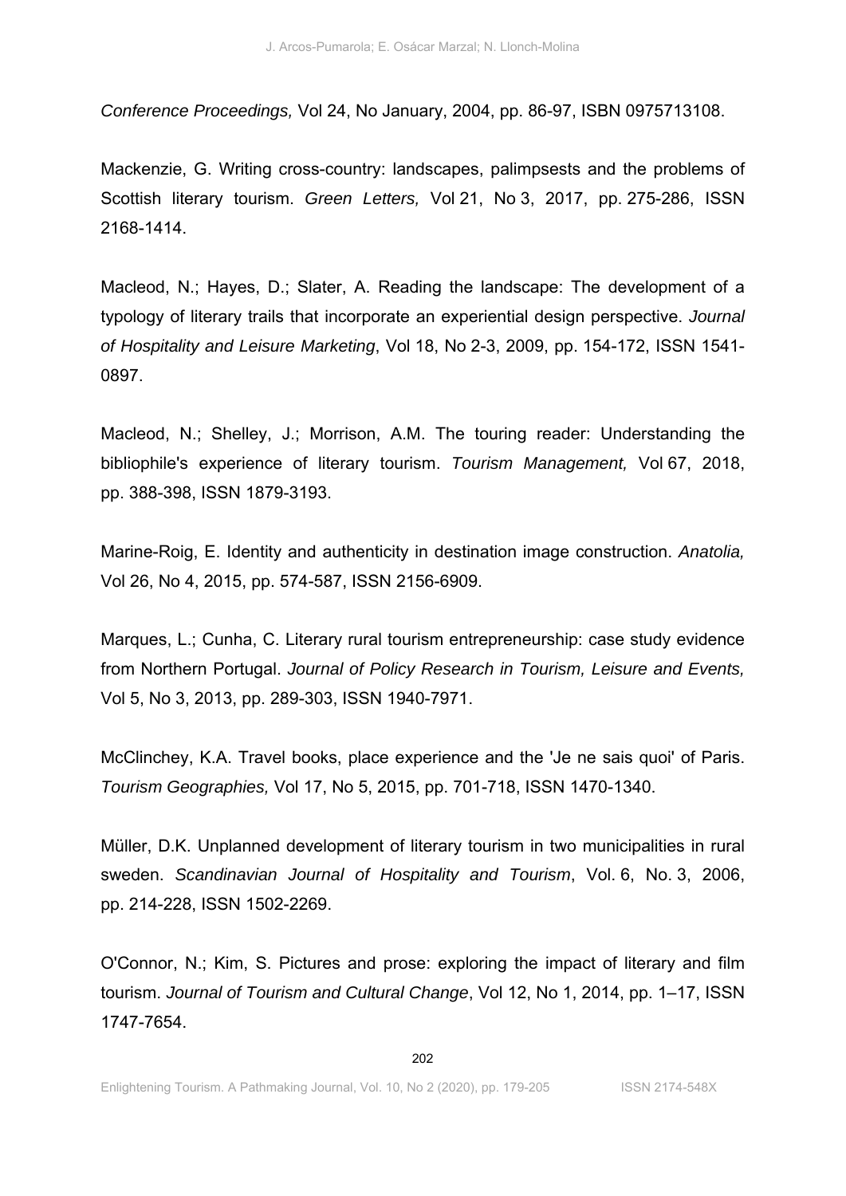*Conference Proceedings,* Vol 24, No January, 2004, pp. 86-97, ISBN 0975713108.

Mackenzie, G. Writing cross-country: landscapes, palimpsests and the problems of Scottish literary tourism. *Green Letters,* Vol 21, No 3, 2017, pp. 275-286, ISSN 2168-1414.

Macleod, N.; Hayes, D.; Slater, A. Reading the landscape: The development of a typology of literary trails that incorporate an experiential design perspective. *Journal of Hospitality and Leisure Marketing*, Vol 18, No 2-3, 2009, pp. 154-172, ISSN 1541-0897.

Macleod, N.; Shelley, J.; Morrison, A.M. The touring reader: Understanding the bibliophile's experience of literary tourism. *Tourism Management,* Vol 67, 2018, pp. 388-398, ISSN 1879-3193.

Marine-Roig, E. Identity and authenticity in destination image construction. *Anatolia,* Vol 26, No 4, 2015, pp. 574-587, ISSN 2156-6909.

Marques, L.; Cunha, C. Literary rural tourism entrepreneurship: case study evidence from Northern Portugal. *Journal of Policy Research in Tourism, Leisure and Events,* Vol 5, No 3, 2013, pp. 289-303, ISSN 1940-7971.

McClinchey, K.A. Travel books, place experience and the 'Je ne sais quoi' of Paris. *Tourism Geographies,* Vol 17, No 5, 2015, pp. 701-718, ISSN 1470-1340.

Müller, D.K. Unplanned development of literary tourism in two municipalities in rural sweden. *Scandinavian Journal of Hospitality and Tourism*, Vol. 6, No. 3, 2006, pp. 214-228, ISSN 1502-2269.

O'Connor, N.; Kim, S. Pictures and prose: exploring the impact of literary and film tourism. *Journal of Tourism and Cultural Change*, Vol 12, No 1, 2014, pp. 1–17, ISSN 1747-7654.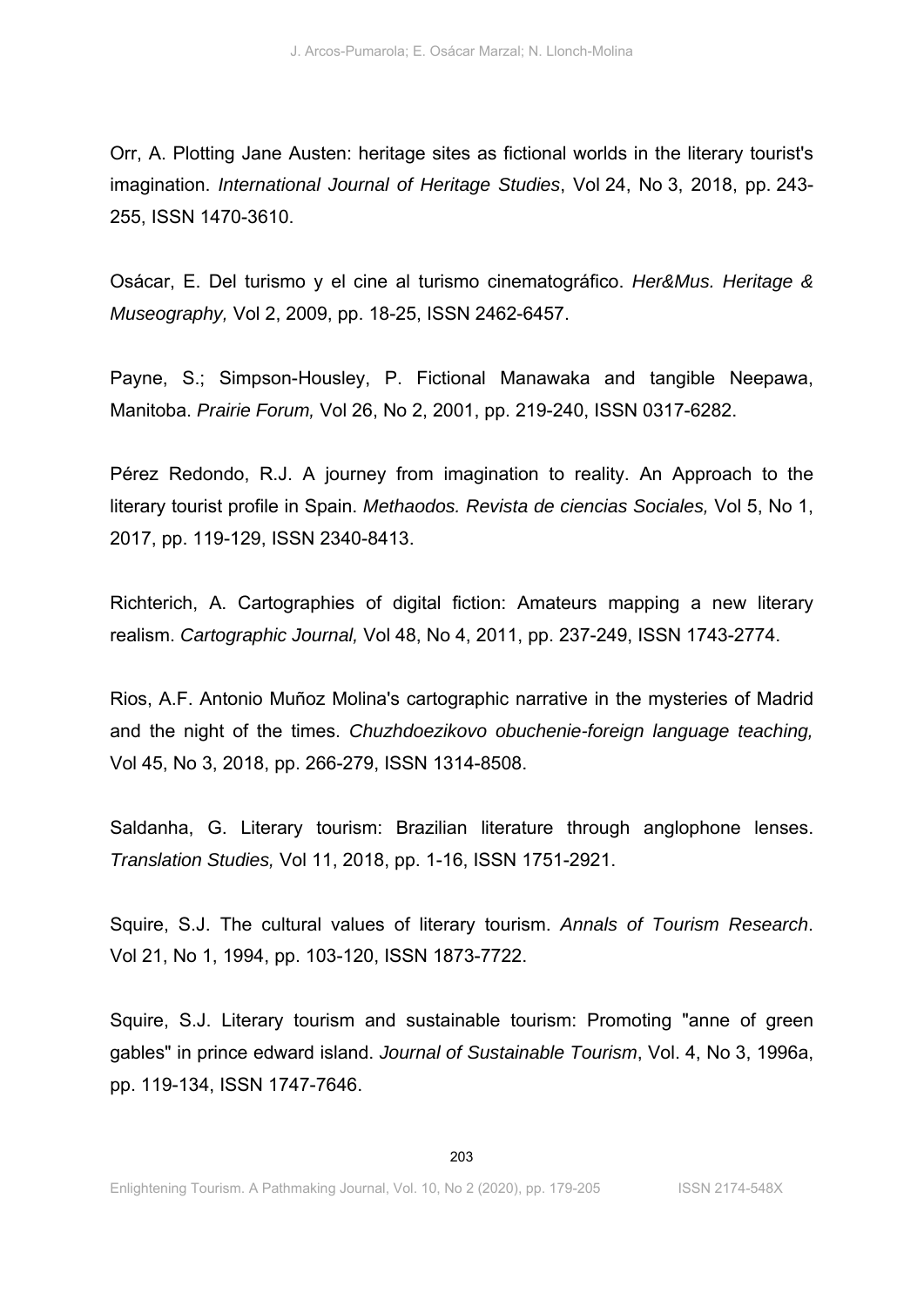Orr, A. Plotting Jane Austen: heritage sites as fictional worlds in the literary tourist's imagination. *International Journal of Heritage Studies*, Vol 24, No 3, 2018, pp. 243-255, ISSN 1470-3610.

Osácar, E. Del turismo y el cine al turismo cinematográfico. *Her&Mus. Heritage & Museography,* Vol 2, 2009, pp. 18-25, ISSN 2462-6457.

Payne, S.; Simpson-Housley, P. Fictional Manawaka and tangible Neepawa, Manitoba. *Prairie Forum,* Vol 26, No 2, 2001, pp. 219-240, ISSN 0317-6282.

Pérez Redondo, R.J. A journey from imagination to reality. An Approach to the literary tourist profile in Spain. *Methaodos. Revista de ciencias Sociales,* Vol 5, No 1, 2017, pp. 119-129, ISSN 2340-8413.

Richterich, A. Cartographies of digital fiction: Amateurs mapping a new literary realism. *Cartographic Journal,* Vol 48, No 4, 2011, pp. 237-249, ISSN 1743-2774.

Rios, A.F. Antonio Muñoz Molina's cartographic narrative in the mysteries of Madrid and the night of the times. *Chuzhdoezikovo obuchenie-foreign language teaching,* Vol 45, No 3, 2018, pp. 266-279, ISSN 1314-8508.

Saldanha, G. Literary tourism: Brazilian literature through anglophone lenses. *Translation Studies,* Vol 11, 2018, pp. 1-16, ISSN 1751-2921.

Squire, S.J. The cultural values of literary tourism. *Annals of Tourism Research*. Vol 21, No 1, 1994, pp. 103-120, ISSN 1873-7722.

Squire, S.J. Literary tourism and sustainable tourism: Promoting "anne of green gables" in prince edward island. *Journal of Sustainable Tourism*, Vol. 4, No 3, 1996a, pp. 119-134, ISSN 1747-7646.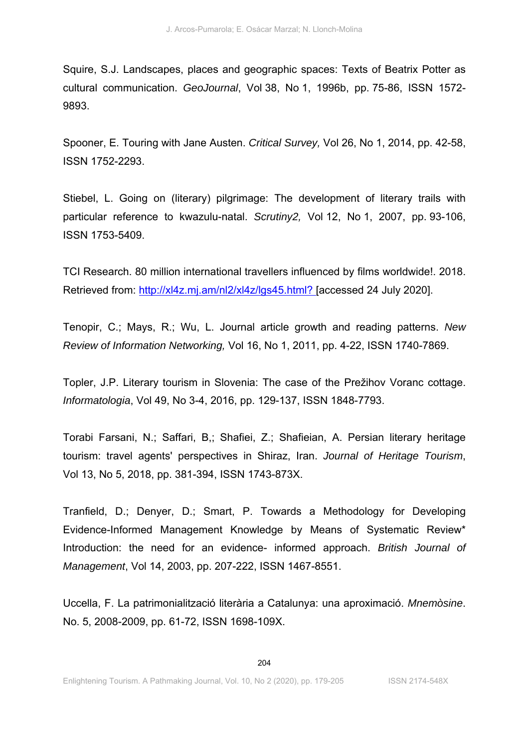Squire, S.J. Landscapes, places and geographic spaces: Texts of Beatrix Potter as cultural communication. *GeoJournal*, Vol 38, No 1, 1996b, pp. 75-86, ISSN 1572-9893.

Spooner, E. Touring with Jane Austen. *Critical Survey,* Vol 26, No 1, 2014, pp. 42-58, ISSN 1752-2293.

Stiebel, L. Going on (literary) pilgrimage: The development of literary trails with particular reference to kwazulu-natal. *Scrutiny2,* Vol 12, No 1, 2007, pp. 93-106, ISSN 1753-5409.

TCI Research. 80 million international travellers influenced by films worldwide!. 2018. Retrieved from: [http://xl4z.mj.am/nl2/xl4z/lgs45.html?](http://xl4z.mj.am/nl2/xl4z/lgs45.html?) [accessed 24 July 2020].

Tenopir, C.; Mays, R.; Wu, L. Journal article growth and reading patterns. *New Review of Information Networking,* Vol 16, No 1, 2011, pp. 4-22, ISSN 1740-7869.

Topler, J.P. Literary tourism in Slovenia: The case of the Prežihov Voranc cottage. *Informatologia*, Vol 49, No 3-4, 2016, pp. 129-137, ISSN 1848-7793.

Torabi Farsani, N.; Saffari, B,; Shafiei, Z.; Shafieian, A. Persian literary heritage tourism: travel agents' perspectives in Shiraz, Iran. *Journal of Heritage Tourism*, Vol 13, No 5, 2018, pp. 381-394, ISSN 1743-873X.

Tranfield, D.; Denyer, D.; Smart, P. Towards a Methodology for Developing Evidence-Informed Management Knowledge by Means of Systematic Review* Introduction: the need for an evidence- informed approach. *British Journal of Management*, Vol 14, 2003, pp. 207-222, ISSN 1467-8551.

Uccella, F. La patrimonialització literària a Catalunya: una aproximació. *Mnemòsine*. No. 5, 2008-2009, pp. 61-72, ISSN 1698-109X.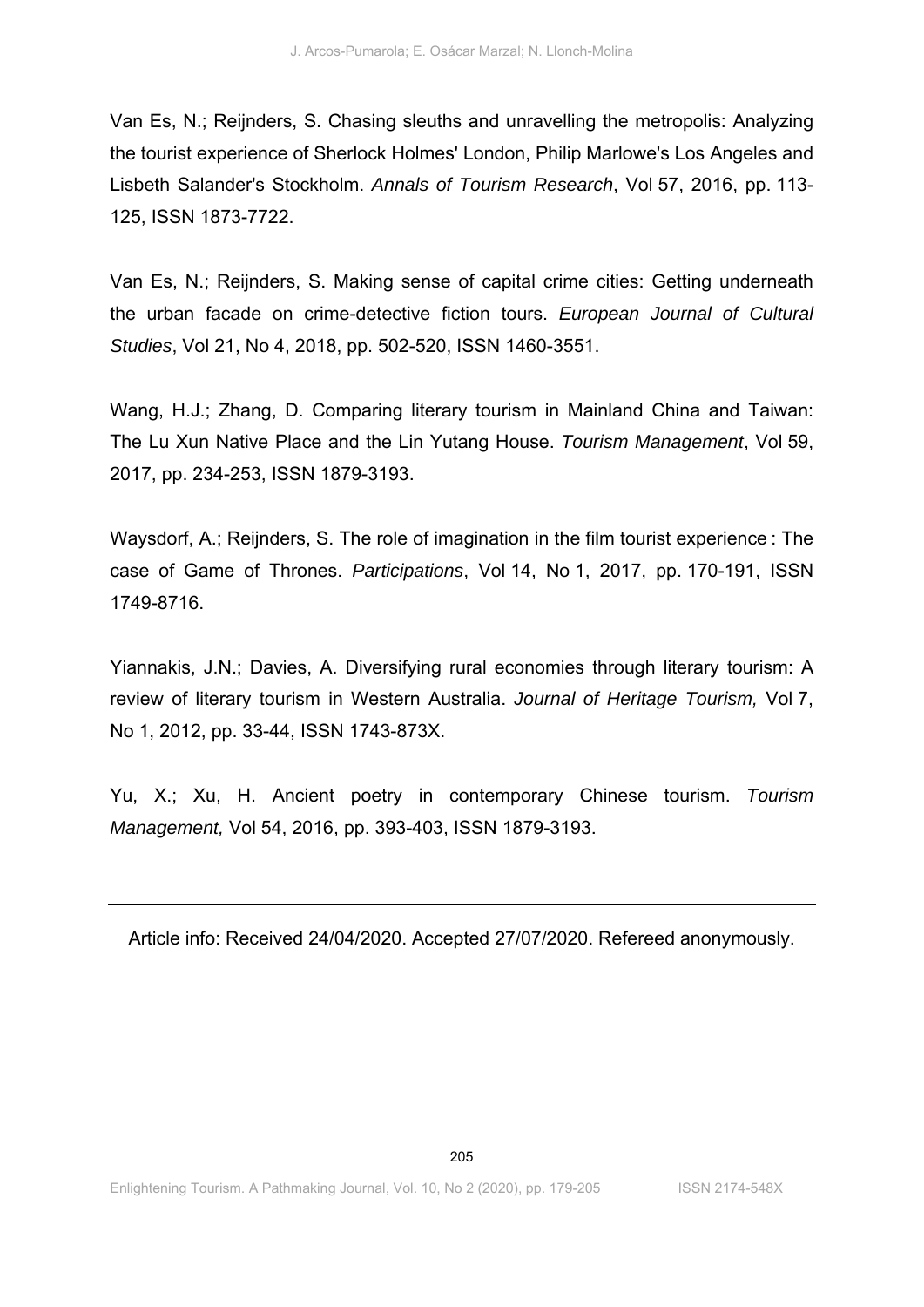Van Es, N.; Reijnders, S. Chasing sleuths and unravelling the metropolis: Analyzing the tourist experience of Sherlock Holmes' London, Philip Marlowe's Los Angeles and Lisbeth Salander's Stockholm. *Annals of Tourism Research*, Vol 57, 2016, pp. 113-125, ISSN 1873-7722.

Van Es, N.; Reijnders, S. Making sense of capital crime cities: Getting underneath the urban facade on crime-detective fiction tours. *European Journal of Cultural Studies*, Vol 21, No 4, 2018, pp. 502-520, ISSN 1460-3551.

Wang, H.J.; Zhang, D. Comparing literary tourism in Mainland China and Taiwan: The Lu Xun Native Place and the Lin Yutang House. *Tourism Management*, Vol 59, 2017, pp. 234-253, ISSN 1879-3193.

Waysdorf, A.; Reijnders, S. The role of imagination in the film tourist experience : The case of Game of Thrones. *Participations*, Vol 14, No 1, 2017, pp. 170-191, ISSN 1749-8716.

Yiannakis, J.N.; Davies, A. Diversifying rural economies through literary tourism: A review of literary tourism in Western Australia. *Journal of Heritage Tourism,* Vol 7, No 1, 2012, pp. 33-44, ISSN 1743-873X.

Yu, X.; Xu, H. Ancient poetry in contemporary Chinese tourism. *Tourism Management,* Vol 54, 2016, pp. 393-403, ISSN 1879-3193.

---

Article info: Received 24/04/2020. Accepted 27/07/2020. Refereed anonymously.